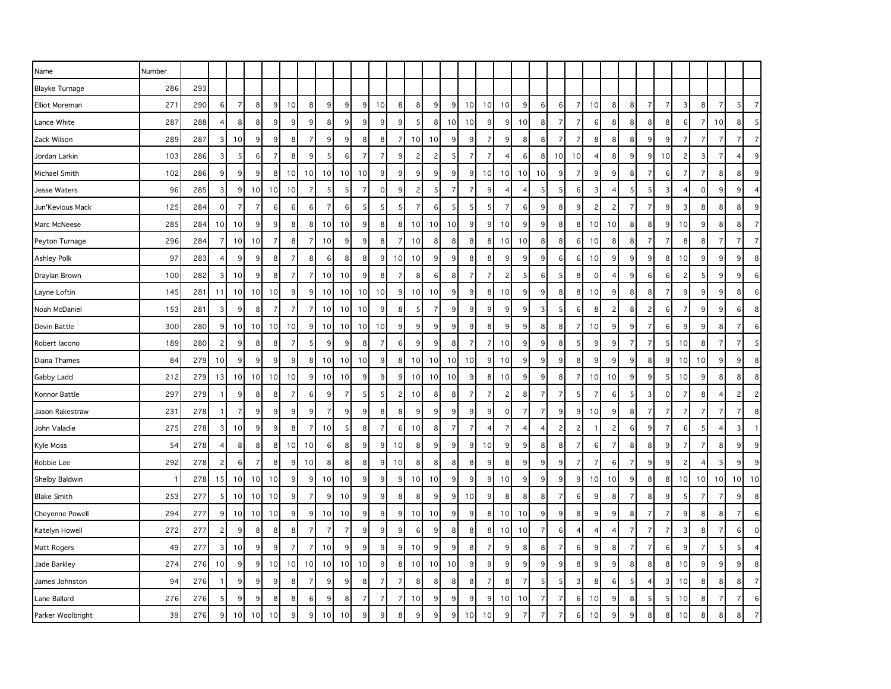| Name | Number | | | | | | | | | | | | | | | | | | | | | | | | | | | | | | | | |
|---|---|---|---|---|---|---|---|---|---|---|---|---|---|---|---|---|---|---|---|---|---|---|---|---|---|---|---|---|---|---|---|---|---|
| Blayke Turnage | 286 | 293 | | | | | | | | | | | | | | | | | | | | | | | | | | | | | | | |
| Elliot Moreman | 271 | 290 | 6 | 7 | 8 | 9 | 10 | 8 | 9 | 9 | 9 | 10 | 8 | 8 | 9 | 9 | 10 | 10 | 10 | 9 | 6 | 6 | 7 | 10 | 8 | 8 | 7 | 7 | 3 | 8 | 7 | 5 | 7 |
| Lance White | 287 | 288 | 4 | 8 | 8 | 9 | 9 | 9 | 8 | 9 | 9 | 9 | 9 | 5 | 8 | 10 | 10 | 9 | 9 | 10 | 8 | 7 | 7 | 6 | 8 | 8 | 8 | 8 | 6 | 7 | 10 | 8 | 5 |
| Zack Wilson | 289 | 287 | 3 | 10 | 9 | 9 | 8 | 7 | 9 | 9 | 8 | 8 | 7 | 10 | 10 | 9 | 9 | 7 | 9 | 8 | 8 | 7 | 7 | 8 | 8 | 8 | 9 | 9 | 7 | 7 | 7 | 7 | 7 |
| Jordan Larkin | 103 | 286 | 3 | 5 | 6 | 7 | 8 | 9 | 5 | 6 | 7 | 7 | 9 | 2 | 2 | 5 | 7 | 7 | 4 | 6 | 8 | 10 | 10 | 4 | 8 | 9 | 9 | 10 | 2 | 3 | 7 | 4 | 9 |
| Michael Smith | 102 | 286 | 9 | 9 | 9 | 8 | 10 | 10 | 10 | 10 | 10 | 9 | 9 | 9 | 9 | 9 | 9 | 10 | 10 | 10 | 10 | 9 | 7 | 9 | 9 | 8 | 7 | 6 | 7 | 7 | 8 | 8 | 9 |
| Jesse Waters | 96 | 285 | 3 | 9 | 10 | 10 | 10 | 7 | 5 | 5 | 7 | 0 | 9 | 2 | 5 | 7 | 7 | 9 | 4 | 4 | 5 | 5 | 6 | 3 | 4 | 5 | 5 | 3 | 4 | 0 | 9 | 9 | 4 |
| Jun'Kevious Mack | 125 | 284 | 0 | 7 | 7 | 6 | 6 | 6 | 7 | 6 | 5 | 5 | 5 | 7 | 6 | 5 | 5 | 5 | 7 | 6 | 9 | 8 | 9 | 2 | 2 | 7 | 7 | 9 | 3 | 8 | 8 | 8 | 9 |
| Marc McNeese | 285 | 284 | 10 | 10 | 9 | 9 | 8 | 8 | 10 | 10 | 9 | 8 | 8 | 10 | 10 | 10 | 9 | 9 | 10 | 9 | 9 | 8 | 8 | 10 | 10 | 8 | 8 | 9 | 10 | 9 | 8 | 8 | 7 |
| Peyton Turnage | 296 | 284 | 7 | 10 | 10 | 7 | 8 | 7 | 10 | 9 | 9 | 8 | 7 | 10 | 8 | 8 | 8 | 8 | 10 | 10 | 8 | 8 | 6 | 10 | 8 | 8 | 7 | 7 | 8 | 8 | 7 | 7 | 7 |
| Ashley Polk | 97 | 283 | 4 | 9 | 9 | 8 | 7 | 8 | 6 | 8 | 8 | 9 | 10 | 10 | 9 | 9 | 8 | 8 | 9 | 9 | 9 | 6 | 6 | 10 | 9 | 9 | 9 | 8 | 10 | 9 | 9 | 9 | 8 |
| Draylan Brown | 100 | 282 | 3 | 10 | 9 | 8 | 7 | 7 | 10 | 10 | 9 | 8 | 7 | 8 | 6 | 8 | 7 | 7 | 2 | 5 | 6 | 5 | 8 | 0 | 4 | 9 | 6 | 6 | 2 | 5 | 9 | 9 | 6 |
| Layne Loftin | 145 | 281 | 11 | 10 | 10 | 10 | 9 | 9 | 10 | 10 | 10 | 10 | 9 | 10 | 10 | 9 | 9 | 8 | 10 | 9 | 9 | 8 | 8 | 10 | 9 | 8 | 8 | 7 | 9 | 9 | 9 | 8 | 6 |
| Noah McDaniel | 153 | 281 | 3 | 9 | 8 | 7 | 7 | 7 | 10 | 10 | 10 | 9 | 8 | 5 | 7 | 9 | 9 | 9 | 9 | 9 | 3 | 5 | 6 | 8 | 2 | 8 | 2 | 6 | 7 | 9 | 9 | 6 | 8 |
| Devin Battle | 300 | 280 | 9 | 10 | 10 | 10 | 10 | 9 | 10 | 10 | 10 | 10 | 9 | 9 | 9 | 9 | 9 | 8 | 9 | 9 | 8 | 8 | 7 | 10 | 9 | 9 | 7 | 6 | 9 | 9 | 8 | 7 | 6 |
| Robert Iacono | 189 | 280 | 2 | 9 | 8 | 8 | 7 | 5 | 9 | 9 | 8 | 7 | 6 | 9 | 9 | 8 | 7 | 7 | 10 | 9 | 9 | 8 | 5 | 9 | 9 | 7 | 7 | 5 | 10 | 8 | 7 | 7 | 5 |
| Diana Thames | 84 | 279 | 10 | 9 | 9 | 9 | 9 | 8 | 10 | 10 | 10 | 9 | 8 | 10 | 10 | 10 | 10 | 9 | 10 | 9 | 9 | 9 | 8 | 9 | 9 | 9 | 8 | 9 | 10 | 10 | 9 | 9 | 8 |
| Gabby Ladd | 212 | 279 | 13 | 10 | 10 | 10 | 10 | 9 | 10 | 10 | 9 | 9 | 9 | 10 | 10 | 10 | 9 | 8 | 10 | 9 | 9 | 8 | 7 | 10 | 10 | 9 | 9 | 5 | 10 | 9 | 8 | 8 | 8 |
| Konnor Battle | 297 | 279 | 1 | 9 | 8 | 8 | 7 | 6 | 9 | 7 | 5 | 5 | 2 | 10 | 8 | 8 | 7 | 7 | 2 | 8 | 7 | 7 | 5 | 7 | 6 | 5 | 3 | 0 | 7 | 8 | 4 | 2 | 2 |
| Jason Rakestraw | 231 | 278 | 1 | 7 | 9 | 9 | 9 | 9 | 7 | 9 | 9 | 8 | 8 | 9 | 9 | 9 | 9 | 9 | 0 | 7 | 7 | 9 | 9 | 10 | 9 | 8 | 7 | 7 | 7 | 7 | 7 | 7 | 8 |
| John Valadie | 275 | 278 | 3 | 10 | 9 | 9 | 8 | 7 | 10 | 5 | 8 | 7 | 6 | 10 | 8 | 7 | 7 | 4 | 7 | 4 | 4 | 2 | 2 | 1 | 2 | 6 | 9 | 7 | 6 | 5 | 4 | 3 | 1 |
| Kyle Moss | 54 | 278 | 4 | 8 | 8 | 8 | 10 | 10 | 6 | 8 | 9 | 9 | 10 | 8 | 9 | 9 | 9 | 10 | 9 | 9 | 8 | 8 | 7 | 6 | 7 | 8 | 8 | 9 | 7 | 7 | 8 | 9 | 9 |
| Robbie Lee | 292 | 278 | 2 | 6 | 7 | 8 | 9 | 10 | 8 | 8 | 8 | 9 | 10 | 8 | 8 | 8 | 8 | 9 | 8 | 9 | 9 | 9 | 7 | 7 | 6 | 7 | 9 | 9 | 2 | 4 | 3 | 9 | 9 |
| Shelby Baldwin | 1 | 278 | 15 | 10 | 10 | 10 | 9 | 9 | 10 | 10 | 9 | 9 | 9 | 10 | 10 | 9 | 9 | 9 | 10 | 9 | 9 | 9 | 9 | 10 | 10 | 9 | 8 | 8 | 10 | 10 | 10 | 10 | 10 |
| Blake Smith | 253 | 277 | 5 | 10 | 10 | 10 | 9 | 7 | 9 | 10 | 9 | 9 | 8 | 8 | 9 | 9 | 10 | 9 | 8 | 8 | 8 | 7 | 6 | 9 | 8 | 7 | 8 | 9 | 5 | 7 | 7 | 9 | 8 |
| Cheyenne Powell | 294 | 277 | 9 | 10 | 10 | 10 | 9 | 9 | 10 | 10 | 9 | 9 | 9 | 10 | 10 | 9 | 9 | 8 | 10 | 10 | 9 | 9 | 8 | 9 | 9 | 8 | 7 | 7 | 9 | 8 | 8 | 7 | 6 |
| Katelyn Howell | 272 | 277 | 2 | 9 | 8 | 8 | 8 | 7 | 7 | 7 | 9 | 9 | 9 | 6 | 9 | 8 | 8 | 8 | 10 | 10 | 7 | 6 | 4 | 4 | 4 | 7 | 7 | 7 | 3 | 8 | 7 | 6 | 0 |
| Matt Rogers | 49 | 277 | 3 | 10 | 9 | 9 | 7 | 7 | 10 | 9 | 9 | 9 | 9 | 10 | 9 | 9 | 8 | 7 | 9 | 8 | 8 | 7 | 6 | 9 | 8 | 7 | 7 | 6 | 9 | 7 | 5 | 5 | 4 |
| Jade Barkley | 274 | 276 | 10 | 9 | 9 | 10 | 10 | 10 | 10 | 10 | 10 | 9 | 8 | 10 | 10 | 10 | 9 | 9 | 9 | 9 | 9 | 9 | 8 | 9 | 9 | 8 | 8 | 8 | 10 | 9 | 9 | 9 | 8 |
| James Johnston | 94 | 276 | 1 | 9 | 9 | 9 | 8 | 7 | 9 | 9 | 8 | 7 | 7 | 8 | 8 | 8 | 8 | 7 | 8 | 7 | 5 | 5 | 3 | 8 | 6 | 5 | 4 | 3 | 10 | 8 | 8 | 8 | 7 |
| Lane Ballard | 276 | 276 | 5 | 9 | 9 | 8 | 8 | 6 | 9 | 8 | 7 | 7 | 7 | 10 | 9 | 9 | 9 | 9 | 10 | 10 | 7 | 7 | 6 | 10 | 9 | 8 | 5 | 5 | 10 | 8 | 7 | 7 | 6 |
| Parker Woolbright | 39 | 276 | 9 | 10 | 10 | 10 | 9 | 9 | 10 | 10 | 9 | 9 | 8 | 9 | 9 | 9 | 10 | 10 | 9 | 7 | 7 | 7 | 6 | 10 | 9 | 9 | 8 | 8 | 10 | 8 | 8 | 8 | 7 |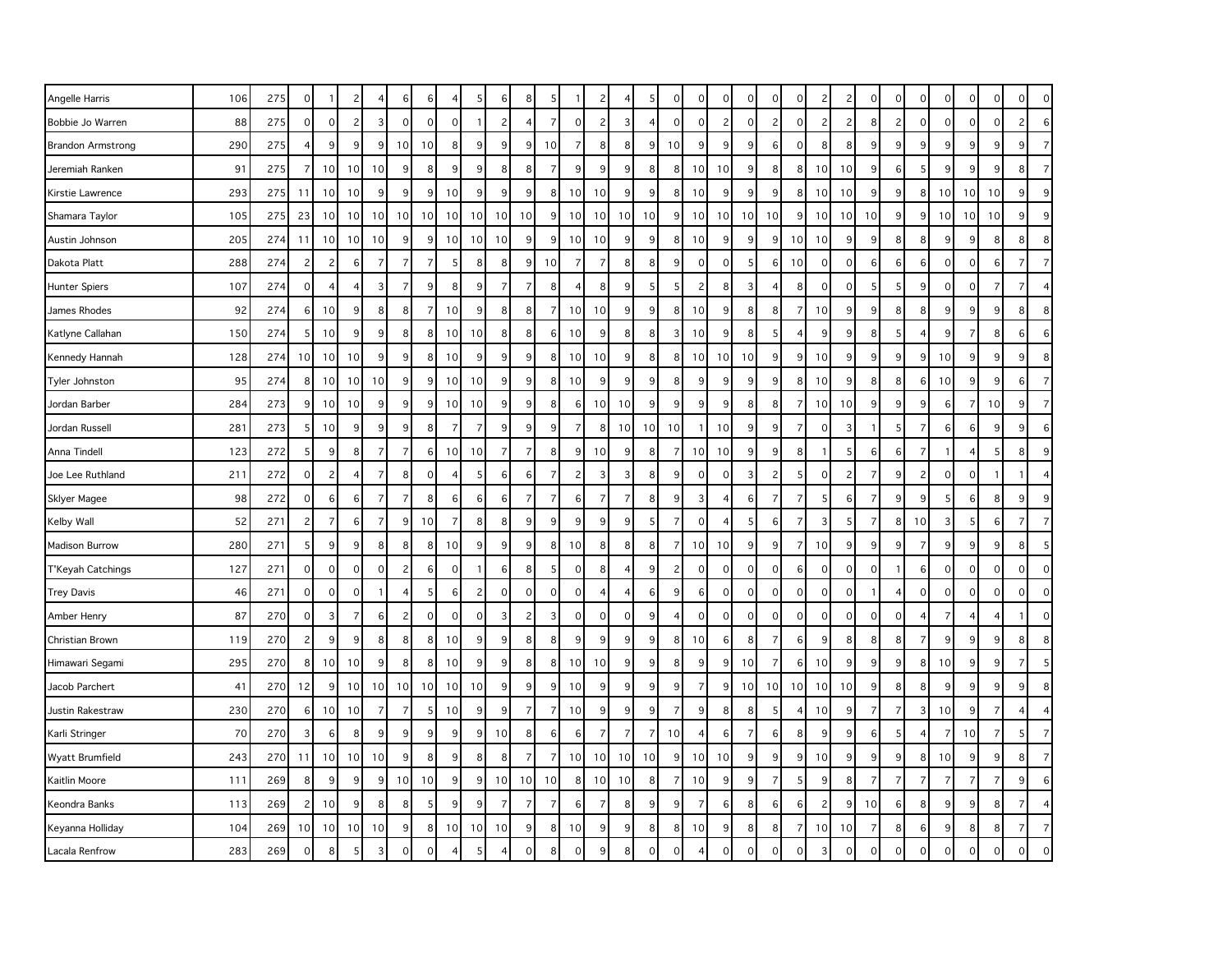| | | | | | | | | | | | | | | | | | | | | | | | | | | | | | | | | | | | | | | |
|---|---|---|---|---|---|---|---|---|---|---|---|---|---|---|---|---|---|---|---|---|---|---|---|---|---|---|---|---|---|---|---|---|---|---|---|---|---|---|
| Angelle Harris | 106 | 275 | 0 | 1 | 2 | 4 | 6 | 6 | 4 | 5 | 6 | 8 | 5 | 1 | 2 | 4 | 5 | 0 | 0 | 0 | 0 | 0 | 0 | 2 | 2 | 0 | 0 | 0 | 0 | 0 | 0 | 0 | 0 |
| Bobbie Jo Warren | 88 | 275 | 0 | 0 | 2 | 3 | 0 | 0 | 0 | 1 | 2 | 4 | 7 | 0 | 2 | 3 | 4 | 0 | 0 | 2 | 0 | 2 | 0 | 2 | 2 | 8 | 2 | 0 | 0 | 0 | 0 | 2 | 6 |
| Brandon Armstrong | 290 | 275 | 4 | 9 | 9 | 9 | 10 | 10 | 8 | 9 | 9 | 9 | 10 | 7 | 8 | 8 | 9 | 10 | 9 | 9 | 9 | 6 | 0 | 8 | 8 | 9 | 9 | 9 | 9 | 9 | 9 | 9 | 7 |
| Jeremiah Ranken | 91 | 275 | 7 | 10 | 10 | 10 | 9 | 8 | 9 | 9 | 8 | 8 | 7 | 9 | 9 | 9 | 8 | 8 | 10 | 10 | 9 | 8 | 8 | 10 | 10 | 9 | 6 | 5 | 9 | 9 | 9 | 8 | 7 |
| Kirstie Lawrence | 293 | 275 | 11 | 10 | 10 | 9 | 9 | 9 | 10 | 9 | 9 | 9 | 8 | 10 | 10 | 9 | 9 | 8 | 10 | 9 | 9 | 9 | 8 | 10 | 10 | 9 | 9 | 8 | 10 | 10 | 10 | 9 | 9 |
| Shamara Taylor | 105 | 275 | 23 | 10 | 10 | 10 | 10 | 10 | 10 | 10 | 10 | 10 | 9 | 10 | 10 | 10 | 10 | 9 | 10 | 10 | 10 | 10 | 9 | 10 | 10 | 10 | 9 | 9 | 10 | 10 | 10 | 9 | 9 |
| Austin Johnson | 205 | 274 | 11 | 10 | 10 | 10 | 9 | 9 | 10 | 10 | 10 | 9 | 9 | 10 | 10 | 9 | 9 | 8 | 10 | 9 | 9 | 9 | 10 | 10 | 9 | 9 | 8 | 8 | 9 | 9 | 8 | 8 | 8 |
| Dakota Platt | 288 | 274 | 2 | 2 | 6 | 7 | 7 | 7 | 5 | 8 | 8 | 9 | 10 | 7 | 7 | 8 | 8 | 9 | 0 | 0 | 5 | 6 | 10 | 0 | 0 | 6 | 6 | 6 | 0 | 0 | 6 | 7 | 7 |
| Hunter Spiers | 107 | 274 | 0 | 4 | 4 | 3 | 7 | 9 | 8 | 9 | 7 | 7 | 8 | 4 | 8 | 9 | 5 | 5 | 2 | 8 | 3 | 4 | 8 | 0 | 0 | 5 | 5 | 9 | 0 | 0 | 7 | 7 | 4 |
| James Rhodes | 92 | 274 | 6 | 10 | 9 | 8 | 8 | 7 | 10 | 9 | 8 | 8 | 7 | 10 | 10 | 9 | 9 | 8 | 10 | 9 | 8 | 8 | 7 | 10 | 9 | 9 | 8 | 8 | 9 | 9 | 9 | 8 | 8 |
| Katlyne Callahan | 150 | 274 | 5 | 10 | 9 | 9 | 8 | 8 | 10 | 10 | 8 | 8 | 6 | 10 | 9 | 8 | 8 | 3 | 10 | 9 | 8 | 5 | 4 | 9 | 9 | 8 | 5 | 4 | 9 | 7 | 8 | 6 | 6 |
| Kennedy Hannah | 128 | 274 | 10 | 10 | 10 | 9 | 9 | 8 | 10 | 9 | 9 | 9 | 8 | 10 | 10 | 9 | 8 | 8 | 10 | 10 | 10 | 9 | 9 | 10 | 9 | 9 | 9 | 9 | 10 | 9 | 9 | 9 | 8 |
| Tyler Johnston | 95 | 274 | 8 | 10 | 10 | 10 | 9 | 9 | 10 | 10 | 9 | 9 | 8 | 10 | 9 | 9 | 9 | 8 | 9 | 9 | 9 | 9 | 8 | 10 | 9 | 8 | 8 | 6 | 10 | 9 | 9 | 6 | 7 |
| Jordan Barber | 284 | 273 | 9 | 10 | 10 | 9 | 9 | 9 | 10 | 10 | 9 | 9 | 8 | 6 | 10 | 10 | 9 | 9 | 9 | 9 | 8 | 8 | 7 | 10 | 10 | 9 | 9 | 9 | 6 | 7 | 10 | 9 | 7 |
| Jordan Russell | 281 | 273 | 5 | 10 | 9 | 9 | 9 | 8 | 7 | 7 | 9 | 9 | 9 | 7 | 8 | 10 | 10 | 10 | 1 | 10 | 9 | 9 | 7 | 0 | 3 | 1 | 5 | 7 | 6 | 6 | 9 | 9 | 6 |
| Anna Tindell | 123 | 272 | 5 | 9 | 8 | 7 | 7 | 6 | 10 | 10 | 7 | 7 | 8 | 9 | 10 | 9 | 8 | 7 | 10 | 10 | 9 | 9 | 8 | 1 | 5 | 6 | 6 | 7 | 1 | 4 | 5 | 8 | 9 |
| Joe Lee Ruthland | 211 | 272 | 0 | 2 | 4 | 7 | 8 | 0 | 4 | 5 | 6 | 6 | 7 | 2 | 3 | 3 | 8 | 9 | 0 | 0 | 3 | 2 | 5 | 0 | 2 | 7 | 9 | 2 | 0 | 0 | 1 | 1 | 4 |
| Sklyer Magee | 98 | 272 | 0 | 6 | 6 | 7 | 7 | 8 | 6 | 6 | 6 | 7 | 7 | 6 | 7 | 7 | 8 | 9 | 3 | 4 | 6 | 7 | 7 | 5 | 6 | 7 | 9 | 9 | 5 | 6 | 8 | 9 | 9 |
| Kelby Wall | 52 | 271 | 2 | 7 | 6 | 7 | 9 | 10 | 7 | 8 | 8 | 9 | 9 | 9 | 9 | 9 | 5 | 7 | 0 | 4 | 5 | 6 | 7 | 3 | 5 | 7 | 8 | 10 | 3 | 5 | 6 | 7 | 7 |
| Madison Burrow | 280 | 271 | 5 | 9 | 9 | 8 | 8 | 8 | 10 | 9 | 9 | 9 | 8 | 10 | 8 | 8 | 8 | 7 | 10 | 10 | 9 | 9 | 7 | 10 | 9 | 9 | 9 | 7 | 9 | 9 | 9 | 8 | 5 |
| T'Keyah Catchings | 127 | 271 | 0 | 0 | 0 | 0 | 2 | 6 | 0 | 1 | 6 | 8 | 5 | 0 | 8 | 4 | 9 | 2 | 0 | 0 | 0 | 0 | 6 | 0 | 0 | 0 | 1 | 6 | 0 | 0 | 0 | 0 | 0 |
| Trey Davis | 46 | 271 | 0 | 0 | 0 | 1 | 4 | 5 | 6 | 2 | 0 | 0 | 0 | 0 | 4 | 4 | 6 | 9 | 6 | 0 | 0 | 0 | 0 | 0 | 0 | 1 | 4 | 0 | 0 | 0 | 0 | 0 | 0 |
| Amber Henry | 87 | 270 | 0 | 3 | 7 | 6 | 2 | 0 | 0 | 0 | 3 | 2 | 3 | 0 | 0 | 0 | 9 | 4 | 0 | 0 | 0 | 0 | 0 | 0 | 0 | 0 | 0 | 4 | 7 | 4 | 4 | 1 | 0 |
| Christian Brown | 119 | 270 | 2 | 9 | 9 | 8 | 8 | 8 | 10 | 9 | 9 | 8 | 8 | 9 | 9 | 9 | 9 | 8 | 10 | 6 | 8 | 7 | 6 | 9 | 8 | 8 | 8 | 7 | 9 | 9 | 9 | 8 | 8 |
| Himawari Segami | 295 | 270 | 8 | 10 | 10 | 9 | 8 | 8 | 10 | 9 | 9 | 8 | 8 | 10 | 10 | 9 | 9 | 8 | 9 | 9 | 10 | 7 | 6 | 10 | 9 | 9 | 9 | 8 | 10 | 9 | 9 | 7 | 5 |
| Jacob Parchert | 41 | 270 | 12 | 9 | 10 | 10 | 10 | 10 | 10 | 10 | 9 | 9 | 9 | 10 | 9 | 9 | 9 | 9 | 7 | 9 | 10 | 10 | 10 | 10 | 10 | 9 | 8 | 8 | 9 | 9 | 9 | 9 | 8 |
| Justin Rakestraw | 230 | 270 | 6 | 10 | 10 | 7 | 7 | 5 | 10 | 9 | 9 | 7 | 7 | 10 | 9 | 9 | 9 | 7 | 9 | 8 | 8 | 5 | 4 | 10 | 9 | 7 | 7 | 3 | 10 | 9 | 7 | 4 | 4 |
| Karli Stringer | 70 | 270 | 3 | 6 | 8 | 9 | 9 | 9 | 9 | 9 | 10 | 8 | 6 | 6 | 7 | 7 | 7 | 10 | 4 | 6 | 7 | 6 | 8 | 9 | 9 | 6 | 5 | 4 | 7 | 10 | 7 | 5 | 7 |
| Wyatt Brumfield | 243 | 270 | 11 | 10 | 10 | 10 | 9 | 8 | 9 | 8 | 8 | 7 | 7 | 10 | 10 | 10 | 10 | 9 | 10 | 10 | 9 | 9 | 9 | 10 | 9 | 9 | 9 | 8 | 10 | 9 | 9 | 8 | 7 |
| Kaitlin Moore | 111 | 269 | 8 | 9 | 9 | 9 | 10 | 10 | 9 | 9 | 10 | 10 | 10 | 8 | 10 | 10 | 8 | 7 | 10 | 9 | 9 | 7 | 5 | 9 | 8 | 7 | 7 | 7 | 7 | 7 | 7 | 9 | 6 |
| Keondra Banks | 113 | 269 | 2 | 10 | 9 | 8 | 8 | 5 | 9 | 9 | 7 | 7 | 7 | 6 | 7 | 8 | 9 | 9 | 7 | 6 | 8 | 6 | 6 | 2 | 9 | 10 | 6 | 8 | 9 | 9 | 8 | 7 | 4 |
| Keyanna Holliday | 104 | 269 | 10 | 10 | 10 | 10 | 9 | 8 | 10 | 10 | 10 | 9 | 8 | 10 | 9 | 9 | 8 | 8 | 10 | 9 | 8 | 8 | 7 | 10 | 10 | 7 | 8 | 6 | 9 | 8 | 8 | 7 | 7 |
| Lacala Renfrow | 283 | 269 | 0 | 8 | 5 | 3 | 0 | 0 | 4 | 5 | 4 | 0 | 8 | 0 | 9 | 8 | 0 | 0 | 4 | 0 | 0 | 0 | 0 | 3 | 0 | 0 | 0 | 0 | 0 | 0 | 0 | 0 | 0 |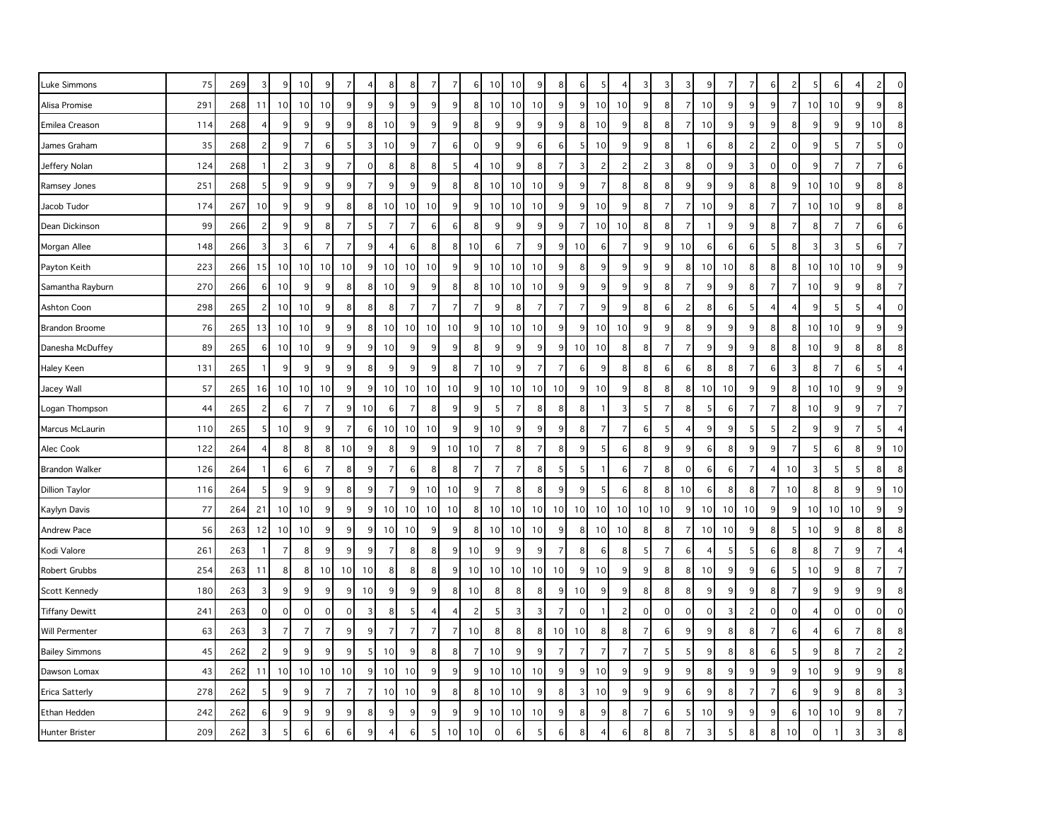| | | | | | | | | | | | | | | | | | | | | | | | | | | | | | | | | | | | | | |
|---|---|---|---|---|---|---|---|---|---|---|---|---|---|---|---|---|---|---|---|---|---|---|---|---|---|---|---|---|---|---|---|---|---|---|---|---|---|
| Luke Simmons | 75 | 269 | 3 | 9 | 10 | 9 | 7 | 4 | 8 | 8 | 7 | 7 | 6 | 10 | 10 | 9 | 8 | 6 | 5 | 4 | 3 | 3 | 3 | 9 | 7 | 7 | 6 | 2 | 5 | 6 | 4 | 2 | 0 |
| Alisa Promise | 291 | 268 | 11 | 10 | 10 | 10 | 9 | 9 | 9 | 9 | 9 | 9 | 8 | 10 | 10 | 10 | 9 | 9 | 10 | 10 | 9 | 8 | 7 | 10 | 9 | 9 | 9 | 7 | 10 | 10 | 9 | 9 | 8 |
| Emilea Creason | 114 | 268 | 4 | 9 | 9 | 9 | 9 | 8 | 10 | 9 | 9 | 9 | 8 | 9 | 9 | 9 | 9 | 8 | 10 | 9 | 8 | 8 | 7 | 10 | 9 | 9 | 9 | 8 | 9 | 9 | 9 | 10 | 8 |
| James Graham | 35 | 268 | 2 | 9 | 7 | 6 | 5 | 3 | 10 | 9 | 7 | 6 | 0 | 9 | 9 | 6 | 6 | 5 | 10 | 9 | 9 | 8 | 1 | 6 | 8 | 2 | 2 | 0 | 9 | 5 | 7 | 5 | 0 |
| Jeffery Nolan | 124 | 268 | 1 | 2 | 3 | 9 | 7 | 0 | 8 | 8 | 8 | 5 | 4 | 10 | 9 | 8 | 7 | 3 | 2 | 2 | 2 | 3 | 8 | 0 | 9 | 3 | 0 | 0 | 9 | 7 | 7 | 7 | 6 |
| Ramsey Jones | 251 | 268 | 5 | 9 | 9 | 9 | 9 | 7 | 9 | 9 | 9 | 8 | 8 | 10 | 10 | 10 | 9 | 9 | 7 | 8 | 8 | 8 | 9 | 9 | 9 | 8 | 8 | 9 | 10 | 10 | 9 | 8 | 8 |
| Jacob Tudor | 174 | 267 | 10 | 9 | 9 | 9 | 8 | 8 | 10 | 10 | 10 | 9 | 9 | 10 | 10 | 10 | 9 | 9 | 10 | 9 | 8 | 7 | 7 | 10 | 9 | 8 | 7 | 7 | 10 | 10 | 9 | 8 | 8 |
| Dean Dickinson | 99 | 266 | 2 | 9 | 9 | 8 | 7 | 5 | 7 | 7 | 6 | 6 | 8 | 9 | 9 | 9 | 9 | 7 | 10 | 10 | 8 | 8 | 7 | 1 | 9 | 9 | 8 | 7 | 8 | 7 | 7 | 6 | 6 |
| Morgan Allee | 148 | 266 | 3 | 3 | 6 | 7 | 7 | 9 | 4 | 6 | 8 | 8 | 10 | 6 | 7 | 9 | 9 | 10 | 6 | 7 | 9 | 9 | 10 | 6 | 6 | 6 | 5 | 8 | 3 | 3 | 5 | 6 | 7 |
| Payton Keith | 223 | 266 | 15 | 10 | 10 | 10 | 10 | 9 | 10 | 10 | 10 | 9 | 9 | 10 | 10 | 10 | 9 | 8 | 9 | 9 | 9 | 9 | 8 | 10 | 10 | 8 | 8 | 8 | 10 | 10 | 10 | 9 | 9 |
| Samantha Rayburn | 270 | 266 | 6 | 10 | 9 | 9 | 8 | 8 | 10 | 9 | 9 | 8 | 8 | 10 | 10 | 10 | 9 | 9 | 9 | 9 | 9 | 8 | 7 | 9 | 9 | 8 | 7 | 7 | 10 | 9 | 9 | 8 | 7 |
| Ashton Coon | 298 | 265 | 2 | 10 | 10 | 9 | 8 | 8 | 8 | 7 | 7 | 7 | 7 | 9 | 8 | 7 | 7 | 7 | 9 | 9 | 8 | 6 | 2 | 8 | 6 | 5 | 4 | 4 | 9 | 5 | 5 | 4 | 0 |
| Brandon Broome | 76 | 265 | 13 | 10 | 10 | 9 | 9 | 8 | 10 | 10 | 10 | 10 | 9 | 10 | 10 | 10 | 9 | 9 | 10 | 10 | 9 | 9 | 8 | 9 | 9 | 9 | 8 | 8 | 10 | 10 | 9 | 9 | 9 |
| Danesha McDuffey | 89 | 265 | 6 | 10 | 10 | 9 | 9 | 9 | 10 | 9 | 9 | 9 | 8 | 9 | 9 | 9 | 9 | 10 | 10 | 8 | 8 | 7 | 7 | 9 | 9 | 9 | 8 | 8 | 10 | 9 | 8 | 8 | 8 |
| Haley Keen | 131 | 265 | 1 | 9 | 9 | 9 | 9 | 8 | 9 | 9 | 9 | 8 | 7 | 10 | 9 | 7 | 7 | 6 | 9 | 8 | 8 | 6 | 6 | 8 | 8 | 7 | 6 | 3 | 8 | 7 | 6 | 5 | 4 |
| Jacey Wall | 57 | 265 | 16 | 10 | 10 | 10 | 9 | 9 | 10 | 10 | 10 | 10 | 9 | 10 | 10 | 10 | 10 | 9 | 10 | 9 | 8 | 8 | 8 | 10 | 10 | 9 | 9 | 8 | 10 | 10 | 9 | 9 | 9 |
| Logan Thompson | 44 | 265 | 2 | 6 | 7 | 7 | 9 | 10 | 6 | 7 | 8 | 9 | 9 | 5 | 7 | 8 | 8 | 8 | 1 | 3 | 5 | 7 | 8 | 5 | 6 | 7 | 7 | 8 | 10 | 9 | 9 | 7 | 7 |
| Marcus McLaurin | 110 | 265 | 5 | 10 | 9 | 9 | 7 | 6 | 10 | 10 | 10 | 9 | 9 | 10 | 9 | 9 | 9 | 8 | 7 | 7 | 6 | 5 | 4 | 9 | 9 | 5 | 5 | 2 | 9 | 9 | 7 | 5 | 4 |
| Alec Cook | 122 | 264 | 4 | 8 | 8 | 8 | 10 | 9 | 8 | 9 | 9 | 10 | 10 | 7 | 8 | 7 | 8 | 9 | 5 | 6 | 8 | 9 | 9 | 6 | 8 | 9 | 9 | 7 | 5 | 6 | 8 | 9 | 10 |
| Brandon Walker | 126 | 264 | 1 | 6 | 6 | 7 | 8 | 9 | 7 | 6 | 8 | 8 | 7 | 7 | 7 | 8 | 5 | 5 | 1 | 6 | 7 | 8 | 0 | 6 | 6 | 7 | 4 | 10 | 3 | 5 | 5 | 8 | 8 |
| Dillion Taylor | 116 | 264 | 5 | 9 | 9 | 9 | 8 | 9 | 7 | 9 | 10 | 10 | 9 | 7 | 8 | 8 | 9 | 9 | 5 | 6 | 8 | 8 | 10 | 6 | 8 | 8 | 7 | 10 | 8 | 8 | 9 | 9 | 10 |
| Kaylyn Davis | 77 | 264 | 21 | 10 | 10 | 9 | 9 | 9 | 10 | 10 | 10 | 10 | 8 | 10 | 10 | 10 | 10 | 10 | 10 | 10 | 10 | 10 | 9 | 10 | 10 | 10 | 9 | 9 | 10 | 10 | 10 | 9 | 9 |
| Andrew Pace | 56 | 263 | 12 | 10 | 10 | 9 | 9 | 9 | 10 | 10 | 9 | 9 | 8 | 10 | 10 | 10 | 9 | 8 | 10 | 10 | 8 | 8 | 7 | 10 | 10 | 9 | 8 | 5 | 10 | 9 | 8 | 8 | 8 |
| Kodi Valore | 261 | 263 | 1 | 7 | 8 | 9 | 9 | 9 | 7 | 8 | 8 | 9 | 10 | 9 | 9 | 9 | 7 | 8 | 6 | 8 | 5 | 7 | 6 | 4 | 5 | 5 | 6 | 8 | 8 | 7 | 9 | 7 | 4 |
| Robert Grubbs | 254 | 263 | 11 | 8 | 8 | 10 | 10 | 10 | 8 | 8 | 8 | 9 | 10 | 10 | 10 | 10 | 10 | 9 | 10 | 9 | 9 | 8 | 8 | 10 | 9 | 9 | 6 | 5 | 10 | 9 | 8 | 7 | 7 |
| Scott Kennedy | 180 | 263 | 3 | 9 | 9 | 9 | 9 | 10 | 9 | 9 | 9 | 8 | 10 | 8 | 8 | 8 | 9 | 10 | 9 | 9 | 8 | 8 | 8 | 9 | 9 | 9 | 8 | 7 | 9 | 9 | 9 | 9 | 8 |
| Tiffany Dewitt | 241 | 263 | 0 | 0 | 0 | 0 | 0 | 3 | 8 | 5 | 4 | 4 | 2 | 5 | 3 | 3 | 7 | 0 | 1 | 2 | 0 | 0 | 0 | 0 | 3 | 2 | 0 | 0 | 4 | 0 | 0 | 0 | 0 |
| Will Permenter | 63 | 263 | 3 | 7 | 7 | 7 | 9 | 9 | 7 | 7 | 7 | 7 | 10 | 8 | 8 | 8 | 10 | 10 | 8 | 8 | 7 | 6 | 9 | 9 | 8 | 8 | 7 | 6 | 4 | 6 | 7 | 8 | 8 |
| Bailey Simmons | 45 | 262 | 2 | 9 | 9 | 9 | 9 | 5 | 10 | 9 | 8 | 8 | 7 | 10 | 9 | 9 | 7 | 7 | 7 | 7 | 7 | 5 | 5 | 9 | 8 | 8 | 6 | 5 | 9 | 8 | 7 | 2 | 2 |
| Dawson Lomax | 43 | 262 | 11 | 10 | 10 | 10 | 10 | 9 | 10 | 10 | 9 | 9 | 9 | 10 | 10 | 10 | 9 | 9 | 10 | 9 | 9 | 9 | 9 | 8 | 9 | 9 | 9 | 9 | 10 | 9 | 9 | 9 | 8 |
| Erica Satterly | 278 | 262 | 5 | 9 | 9 | 7 | 7 | 7 | 10 | 10 | 9 | 8 | 8 | 10 | 10 | 9 | 8 | 3 | 10 | 9 | 9 | 9 | 6 | 9 | 8 | 7 | 7 | 6 | 9 | 9 | 8 | 8 | 3 |
| Ethan Hedden | 242 | 262 | 6 | 9 | 9 | 9 | 9 | 8 | 9 | 9 | 9 | 9 | 9 | 10 | 10 | 10 | 9 | 8 | 9 | 8 | 7 | 6 | 5 | 10 | 9 | 9 | 9 | 6 | 10 | 10 | 9 | 8 | 7 |
| Hunter Brister | 209 | 262 | 3 | 5 | 6 | 6 | 6 | 9 | 4 | 6 | 5 | 10 | 10 | 0 | 6 | 5 | 6 | 8 | 4 | 6 | 8 | 8 | 7 | 3 | 5 | 8 | 8 | 10 | 0 | 1 | 3 | 3 | 8 |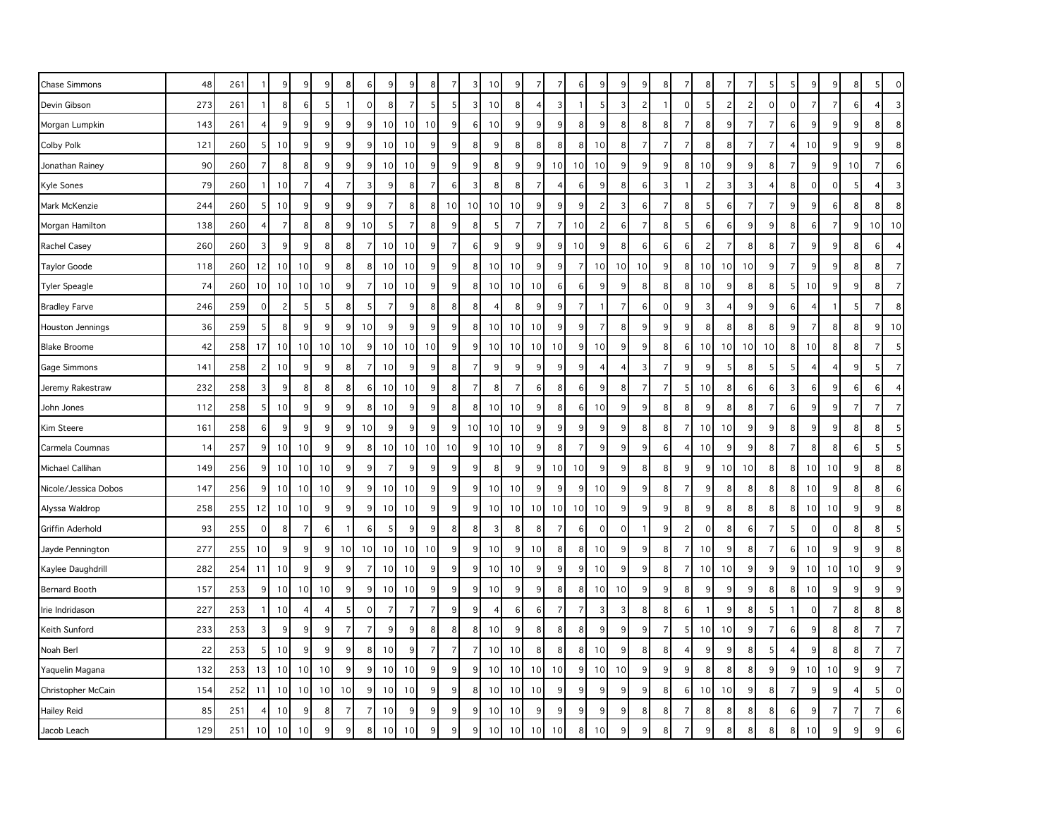| | | | | | | | | | | | | | | | | | | | | | | | | | | | | | | | | | | |
|---|---|---|---|---|---|---|---|---|---|---|---|---|---|---|---|---|---|---|---|---|---|---|---|---|---|---|---|---|---|---|---|---|---|---|
| Chase Simmons | 48 | 261 | 1 | 9 | 9 | 9 | 8 | 6 | 9 | 9 | 8 | 7 | 3 | 10 | 9 | 7 | 7 | 6 | 9 | 9 | 9 | 8 | 7 | 8 | 7 | 7 | 5 | 5 | 9 | 9 | 8 | 5 | 0 |
| Devin Gibson | 273 | 261 | 1 | 8 | 6 | 5 | 1 | 0 | 8 | 7 | 5 | 5 | 3 | 10 | 8 | 4 | 3 | 1 | 5 | 3 | 2 | 1 | 0 | 5 | 2 | 2 | 0 | 0 | 7 | 7 | 6 | 4 | 3 |
| Morgan Lumpkin | 143 | 261 | 4 | 9 | 9 | 9 | 9 | 9 | 10 | 10 | 10 | 9 | 6 | 10 | 9 | 9 | 9 | 8 | 9 | 8 | 8 | 8 | 7 | 8 | 9 | 7 | 7 | 6 | 9 | 9 | 9 | 8 | 8 |
| Colby Polk | 121 | 260 | 5 | 10 | 9 | 9 | 9 | 9 | 10 | 10 | 9 | 9 | 8 | 9 | 8 | 8 | 8 | 8 | 10 | 8 | 7 | 7 | 7 | 8 | 8 | 7 | 7 | 4 | 10 | 9 | 9 | 9 | 8 |
| Jonathan Rainey | 90 | 260 | 7 | 8 | 8 | 9 | 9 | 9 | 10 | 10 | 9 | 9 | 9 | 8 | 9 | 9 | 10 | 10 | 10 | 9 | 9 | 9 | 8 | 10 | 9 | 9 | 8 | 7 | 9 | 9 | 10 | 7 | 6 |
| Kyle Sones | 79 | 260 | 1 | 10 | 7 | 4 | 7 | 3 | 9 | 8 | 7 | 6 | 3 | 8 | 8 | 7 | 4 | 6 | 9 | 8 | 6 | 3 | 1 | 2 | 3 | 3 | 4 | 8 | 0 | 0 | 5 | 4 | 3 |
| Mark McKenzie | 244 | 260 | 5 | 10 | 9 | 9 | 9 | 9 | 7 | 8 | 8 | 10 | 10 | 10 | 10 | 9 | 9 | 9 | 2 | 3 | 6 | 7 | 8 | 5 | 6 | 7 | 7 | 9 | 9 | 6 | 8 | 8 | 8 |
| Morgan Hamilton | 138 | 260 | 4 | 7 | 8 | 8 | 9 | 10 | 5 | 7 | 8 | 9 | 8 | 5 | 7 | 7 | 7 | 10 | 2 | 6 | 7 | 8 | 5 | 6 | 6 | 9 | 9 | 8 | 6 | 7 | 9 | 10 | 10 |
| Rachel Casey | 260 | 260 | 3 | 9 | 9 | 8 | 8 | 7 | 10 | 10 | 9 | 7 | 6 | 9 | 9 | 9 | 9 | 10 | 9 | 8 | 6 | 6 | 6 | 2 | 7 | 8 | 8 | 7 | 9 | 9 | 8 | 6 | 4 |
| Taylor Goode | 118 | 260 | 12 | 10 | 10 | 9 | 8 | 8 | 10 | 10 | 9 | 9 | 8 | 10 | 10 | 9 | 9 | 7 | 10 | 10 | 10 | 9 | 8 | 10 | 10 | 10 | 9 | 7 | 9 | 9 | 8 | 8 | 7 |
| Tyler Speagle | 74 | 260 | 10 | 10 | 10 | 10 | 9 | 7 | 10 | 10 | 9 | 9 | 8 | 10 | 10 | 10 | 6 | 6 | 9 | 9 | 8 | 8 | 8 | 10 | 9 | 8 | 8 | 5 | 10 | 9 | 9 | 8 | 7 |
| Bradley Farve | 246 | 259 | 0 | 2 | 5 | 5 | 8 | 5 | 7 | 9 | 8 | 8 | 8 | 4 | 8 | 9 | 9 | 7 | 1 | 7 | 6 | 0 | 9 | 3 | 4 | 9 | 9 | 6 | 4 | 1 | 5 | 7 | 8 |
| Houston Jennings | 36 | 259 | 5 | 8 | 9 | 9 | 9 | 10 | 9 | 9 | 9 | 9 | 8 | 10 | 10 | 10 | 9 | 9 | 7 | 8 | 9 | 9 | 9 | 8 | 8 | 8 | 8 | 9 | 7 | 8 | 8 | 9 | 10 |
| Blake Broome | 42 | 258 | 17 | 10 | 10 | 10 | 10 | 9 | 10 | 10 | 10 | 9 | 9 | 10 | 10 | 10 | 10 | 9 | 10 | 9 | 9 | 8 | 6 | 10 | 10 | 10 | 10 | 8 | 10 | 8 | 8 | 7 | 5 |
| Gage Simmons | 141 | 258 | 2 | 10 | 9 | 9 | 8 | 7 | 10 | 9 | 9 | 8 | 7 | 9 | 9 | 9 | 9 | 9 | 4 | 4 | 3 | 7 | 9 | 9 | 5 | 8 | 5 | 5 | 4 | 4 | 9 | 5 | 7 |
| Jeremy Rakestraw | 232 | 258 | 3 | 9 | 8 | 8 | 8 | 6 | 10 | 10 | 9 | 8 | 7 | 8 | 7 | 6 | 8 | 6 | 9 | 8 | 7 | 7 | 5 | 10 | 8 | 6 | 6 | 3 | 6 | 9 | 6 | 6 | 4 |
| John Jones | 112 | 258 | 5 | 10 | 9 | 9 | 9 | 8 | 10 | 9 | 9 | 8 | 8 | 10 | 10 | 9 | 8 | 6 | 10 | 9 | 9 | 8 | 8 | 9 | 8 | 8 | 7 | 6 | 9 | 9 | 7 | 7 | 7 |
| Kim Steere | 161 | 258 | 6 | 9 | 9 | 9 | 9 | 10 | 9 | 9 | 9 | 9 | 10 | 10 | 10 | 9 | 9 | 9 | 9 | 9 | 8 | 8 | 7 | 10 | 10 | 9 | 9 | 8 | 9 | 9 | 8 | 8 | 5 |
| Carmela Coumnas | 14 | 257 | 9 | 10 | 10 | 9 | 9 | 8 | 10 | 10 | 10 | 10 | 9 | 10 | 10 | 9 | 8 | 7 | 9 | 9 | 9 | 6 | 4 | 10 | 9 | 9 | 8 | 7 | 8 | 8 | 6 | 5 | 5 |
| Michael Callihan | 149 | 256 | 9 | 10 | 10 | 10 | 9 | 9 | 7 | 9 | 9 | 9 | 9 | 8 | 9 | 9 | 10 | 10 | 9 | 9 | 8 | 8 | 9 | 9 | 10 | 10 | 8 | 8 | 10 | 10 | 9 | 8 | 8 |
| Nicole/Jessica Dobos | 147 | 256 | 9 | 10 | 10 | 10 | 9 | 9 | 10 | 10 | 9 | 9 | 9 | 10 | 10 | 9 | 9 | 9 | 10 | 9 | 9 | 8 | 7 | 9 | 8 | 8 | 8 | 8 | 10 | 9 | 8 | 8 | 6 |
| Alyssa Waldrop | 258 | 255 | 12 | 10 | 10 | 9 | 9 | 9 | 10 | 10 | 9 | 9 | 9 | 10 | 10 | 10 | 10 | 10 | 10 | 9 | 9 | 9 | 8 | 9 | 8 | 8 | 8 | 8 | 10 | 10 | 9 | 9 | 8 |
| Griffin Aderhold | 93 | 255 | 0 | 8 | 7 | 6 | 1 | 6 | 5 | 9 | 9 | 8 | 8 | 3 | 8 | 8 | 7 | 6 | 0 | 0 | 1 | 9 | 2 | 0 | 8 | 6 | 7 | 5 | 0 | 0 | 8 | 8 | 5 |
| Jayde Pennington | 277 | 255 | 10 | 9 | 9 | 9 | 10 | 10 | 10 | 10 | 10 | 9 | 9 | 10 | 9 | 10 | 8 | 8 | 10 | 9 | 9 | 8 | 7 | 10 | 9 | 8 | 7 | 6 | 10 | 9 | 9 | 9 | 8 |
| Kaylee Daughdrill | 282 | 254 | 11 | 10 | 9 | 9 | 9 | 7 | 10 | 10 | 9 | 9 | 9 | 10 | 10 | 9 | 9 | 9 | 10 | 9 | 9 | 8 | 7 | 10 | 10 | 9 | 9 | 9 | 10 | 10 | 10 | 9 | 9 |
| Bernard Booth | 157 | 253 | 9 | 10 | 10 | 10 | 9 | 9 | 10 | 10 | 9 | 9 | 9 | 10 | 9 | 9 | 8 | 8 | 10 | 10 | 9 | 9 | 8 | 9 | 9 | 9 | 8 | 8 | 10 | 9 | 9 | 9 | 9 |
| Irie Indridason | 227 | 253 | 1 | 10 | 4 | 4 | 5 | 0 | 7 | 7 | 7 | 9 | 9 | 4 | 6 | 6 | 7 | 7 | 3 | 3 | 8 | 8 | 6 | 1 | 9 | 8 | 5 | 1 | 0 | 7 | 8 | 8 | 8 |
| Keith Sunford | 233 | 253 | 3 | 9 | 9 | 9 | 7 | 7 | 9 | 9 | 8 | 8 | 8 | 10 | 9 | 8 | 8 | 8 | 9 | 9 | 9 | 7 | 5 | 10 | 10 | 9 | 7 | 6 | 9 | 8 | 8 | 7 | 7 |
| Noah Berl | 22 | 253 | 5 | 10 | 9 | 9 | 9 | 8 | 10 | 9 | 7 | 7 | 7 | 10 | 10 | 8 | 8 | 8 | 10 | 9 | 8 | 8 | 4 | 9 | 9 | 8 | 5 | 4 | 9 | 8 | 8 | 7 | 7 |
| Yaquelin Magana | 132 | 253 | 13 | 10 | 10 | 10 | 9 | 9 | 10 | 10 | 9 | 9 | 9 | 10 | 10 | 10 | 10 | 9 | 10 | 10 | 9 | 9 | 9 | 8 | 8 | 8 | 9 | 9 | 10 | 10 | 9 | 9 | 7 |
| Christopher McCain | 154 | 252 | 11 | 10 | 10 | 10 | 10 | 9 | 10 | 10 | 9 | 9 | 8 | 10 | 10 | 10 | 9 | 9 | 9 | 9 | 9 | 8 | 6 | 10 | 10 | 9 | 8 | 7 | 9 | 9 | 4 | 5 | 0 |
| Hailey Reid | 85 | 251 | 4 | 10 | 9 | 8 | 7 | 7 | 10 | 9 | 9 | 9 | 9 | 10 | 10 | 9 | 9 | 9 | 9 | 9 | 8 | 8 | 7 | 8 | 8 | 8 | 8 | 6 | 9 | 7 | 7 | 7 | 6 |
| Jacob Leach | 129 | 251 | 10 | 10 | 10 | 9 | 9 | 8 | 10 | 10 | 9 | 9 | 9 | 10 | 10 | 10 | 10 | 8 | 10 | 9 | 9 | 8 | 7 | 9 | 8 | 8 | 8 | 8 | 10 | 9 | 9 | 9 | 6 |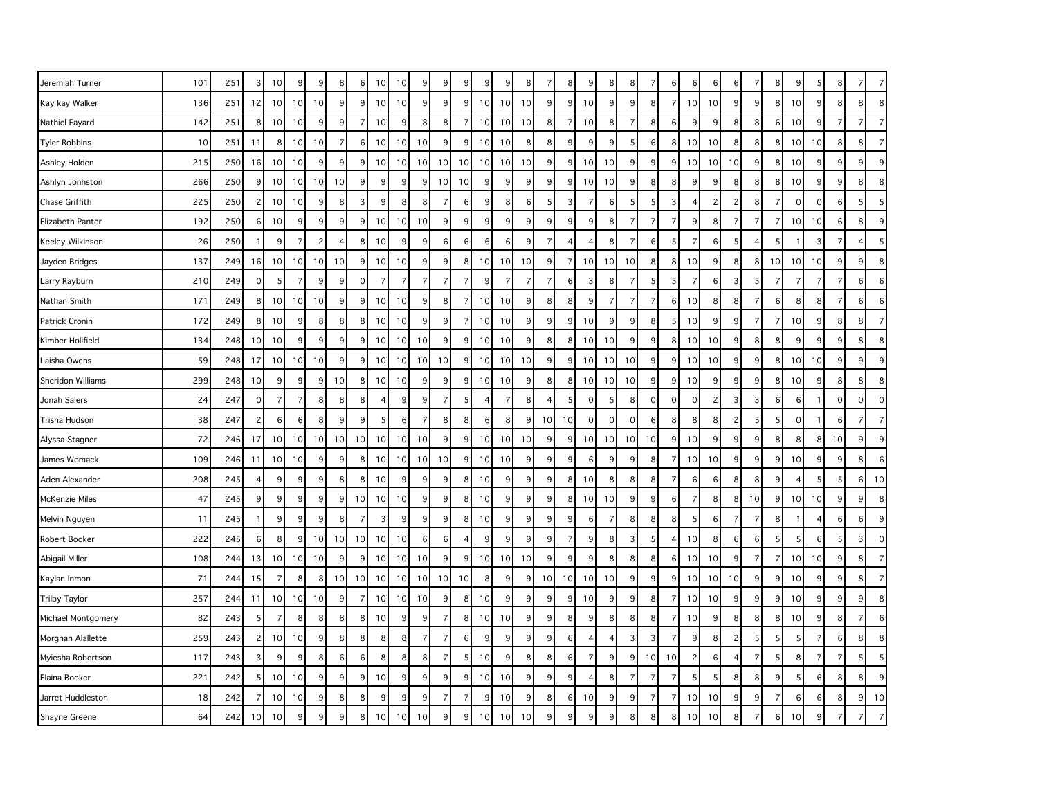| | | | | | | | | | | | | | | | | | | | | | | | | | | | | | | | | | |
|---|---|---|---|---|---|---|---|---|---|---|---|---|---|---|---|---|---|---|---|---|---|---|---|---|---|---|---|---|---|---|---|---|---|
| Jeremiah Turner | 101 | 251 | 3 | 10 | 9 | 9 | 8 | 6 | 10 | 10 | 9 | 9 | 9 | 9 | 9 | 8 | 7 | 8 | 9 | 8 | 8 | 7 | 6 | 6 | 6 | 6 | 7 | 8 | 9 | 5 | 8 | 7 | 7 |
| Kay kay Walker | 136 | 251 | 12 | 10 | 10 | 10 | 9 | 9 | 10 | 10 | 9 | 9 | 9 | 10 | 10 | 10 | 9 | 9 | 10 | 9 | 9 | 8 | 7 | 10 | 10 | 9 | 9 | 8 | 10 | 9 | 8 | 8 | 8 |
| Nathiel Fayard | 142 | 251 | 8 | 10 | 10 | 9 | 9 | 7 | 10 | 9 | 8 | 8 | 7 | 10 | 10 | 10 | 8 | 7 | 10 | 8 | 7 | 8 | 6 | 9 | 9 | 8 | 8 | 6 | 10 | 9 | 7 | 7 | 7 |
| Tyler Robbins | 10 | 251 | 11 | 8 | 10 | 10 | 7 | 6 | 10 | 10 | 10 | 9 | 9 | 10 | 10 | 8 | 8 | 9 | 9 | 9 | 5 | 6 | 8 | 10 | 10 | 8 | 8 | 8 | 10 | 10 | 8 | 8 | 7 |
| Ashley Holden | 215 | 250 | 16 | 10 | 10 | 9 | 9 | 9 | 10 | 10 | 10 | 10 | 10 | 10 | 10 | 10 | 9 | 9 | 10 | 10 | 9 | 9 | 9 | 10 | 10 | 10 | 9 | 8 | 10 | 9 | 9 | 9 | 9 |
| Ashlyn Jonhston | 266 | 250 | 9 | 10 | 10 | 10 | 10 | 9 | 9 | 9 | 9 | 10 | 10 | 9 | 9 | 9 | 9 | 9 | 10 | 10 | 9 | 8 | 8 | 9 | 9 | 8 | 8 | 8 | 10 | 9 | 9 | 8 | 8 |
| Chase Griffith | 225 | 250 | 2 | 10 | 10 | 9 | 8 | 3 | 9 | 8 | 8 | 7 | 6 | 9 | 8 | 6 | 5 | 3 | 7 | 6 | 5 | 5 | 3 | 4 | 2 | 2 | 8 | 7 | 0 | 0 | 6 | 5 | 5 |
| Elizabeth Panter | 192 | 250 | 6 | 10 | 9 | 9 | 9 | 9 | 10 | 10 | 10 | 9 | 9 | 9 | 9 | 9 | 9 | 9 | 9 | 8 | 7 | 7 | 7 | 9 | 8 | 7 | 7 | 7 | 10 | 10 | 6 | 8 | 9 |
| Keeley Wilkinson | 26 | 250 | 1 | 9 | 7 | 2 | 4 | 8 | 10 | 9 | 9 | 6 | 6 | 6 | 6 | 9 | 7 | 4 | 4 | 8 | 7 | 6 | 5 | 7 | 6 | 5 | 4 | 5 | 1 | 3 | 7 | 4 | 5 |
| Jayden Bridges | 137 | 249 | 16 | 10 | 10 | 10 | 10 | 9 | 10 | 10 | 9 | 9 | 8 | 10 | 10 | 10 | 9 | 7 | 10 | 10 | 10 | 8 | 8 | 10 | 9 | 8 | 8 | 10 | 10 | 10 | 9 | 9 | 8 |
| Larry Rayburn | 210 | 249 | 0 | 5 | 7 | 9 | 9 | 0 | 7 | 7 | 7 | 7 | 7 | 9 | 7 | 7 | 7 | 6 | 3 | 8 | 7 | 5 | 5 | 7 | 6 | 3 | 5 | 7 | 7 | 7 | 7 | 6 | 6 |
| Nathan Smith | 171 | 249 | 8 | 10 | 10 | 10 | 9 | 9 | 10 | 10 | 9 | 8 | 7 | 10 | 10 | 9 | 8 | 8 | 9 | 7 | 7 | 7 | 6 | 10 | 8 | 8 | 7 | 6 | 8 | 8 | 7 | 6 | 6 |
| Patrick Cronin | 172 | 249 | 8 | 10 | 9 | 8 | 8 | 8 | 10 | 10 | 9 | 9 | 7 | 10 | 10 | 9 | 9 | 9 | 10 | 9 | 9 | 8 | 5 | 10 | 9 | 9 | 7 | 7 | 10 | 9 | 8 | 8 | 7 |
| Kimber Holifield | 134 | 248 | 10 | 10 | 9 | 9 | 9 | 9 | 10 | 10 | 10 | 9 | 9 | 10 | 10 | 9 | 8 | 8 | 10 | 10 | 9 | 9 | 8 | 10 | 10 | 9 | 8 | 8 | 9 | 9 | 9 | 8 | 8 |
| Laisha Owens | 59 | 248 | 17 | 10 | 10 | 10 | 9 | 9 | 10 | 10 | 10 | 10 | 9 | 10 | 10 | 10 | 9 | 9 | 10 | 10 | 10 | 9 | 9 | 10 | 10 | 9 | 9 | 8 | 10 | 10 | 9 | 9 | 9 |
| Sheridon Williams | 299 | 248 | 10 | 9 | 9 | 9 | 10 | 8 | 10 | 10 | 9 | 9 | 9 | 10 | 10 | 9 | 8 | 8 | 10 | 10 | 10 | 9 | 9 | 10 | 9 | 9 | 9 | 8 | 10 | 9 | 8 | 8 | 8 |
| Jonah Salers | 24 | 247 | 0 | 7 | 7 | 8 | 8 | 8 | 4 | 9 | 9 | 7 | 5 | 4 | 7 | 8 | 4 | 5 | 0 | 5 | 8 | 0 | 0 | 0 | 2 | 3 | 3 | 6 | 6 | 1 | 0 | 0 | 0 |
| Trisha Hudson | 38 | 247 | 2 | 6 | 6 | 8 | 9 | 9 | 5 | 6 | 7 | 8 | 8 | 6 | 8 | 9 | 10 | 10 | 0 | 0 | 0 | 6 | 8 | 8 | 8 | 2 | 5 | 5 | 0 | 1 | 6 | 7 | 7 |
| Alyssa Stagner | 72 | 246 | 17 | 10 | 10 | 10 | 10 | 10 | 10 | 10 | 10 | 9 | 9 | 10 | 10 | 10 | 9 | 9 | 10 | 10 | 10 | 10 | 9 | 10 | 9 | 9 | 9 | 8 | 8 | 8 | 10 | 9 | 9 |
| James Womack | 109 | 246 | 11 | 10 | 10 | 9 | 9 | 8 | 10 | 10 | 10 | 10 | 9 | 10 | 10 | 9 | 9 | 9 | 6 | 9 | 9 | 8 | 7 | 10 | 10 | 9 | 9 | 9 | 10 | 9 | 9 | 8 | 6 |
| Aden Alexander | 208 | 245 | 4 | 9 | 9 | 9 | 8 | 8 | 10 | 9 | 9 | 9 | 8 | 10 | 9 | 9 | 9 | 8 | 10 | 8 | 8 | 8 | 7 | 6 | 6 | 8 | 8 | 9 | 4 | 5 | 5 | 6 | 10 |
| McKenzie Miles | 47 | 245 | 9 | 9 | 9 | 9 | 9 | 10 | 10 | 10 | 9 | 9 | 8 | 10 | 9 | 9 | 9 | 8 | 10 | 10 | 9 | 9 | 6 | 7 | 8 | 8 | 10 | 9 | 10 | 10 | 9 | 9 | 8 |
| Melvin Nguyen | 11 | 245 | 1 | 9 | 9 | 9 | 8 | 7 | 3 | 9 | 9 | 9 | 8 | 10 | 9 | 9 | 9 | 9 | 6 | 7 | 8 | 8 | 8 | 5 | 6 | 7 | 7 | 8 | 1 | 4 | 6 | 6 | 9 |
| Robert Booker | 222 | 245 | 6 | 8 | 9 | 10 | 10 | 10 | 10 | 10 | 6 | 6 | 4 | 9 | 9 | 9 | 9 | 7 | 9 | 8 | 3 | 5 | 4 | 10 | 8 | 6 | 6 | 5 | 5 | 6 | 5 | 3 | 0 |
| Abigail Miller | 108 | 244 | 13 | 10 | 10 | 10 | 9 | 9 | 10 | 10 | 10 | 9 | 9 | 10 | 10 | 10 | 9 | 9 | 9 | 8 | 8 | 8 | 6 | 10 | 10 | 9 | 7 | 7 | 10 | 10 | 9 | 8 | 7 |
| Kaylan Inmon | 71 | 244 | 15 | 7 | 8 | 8 | 10 | 10 | 10 | 10 | 10 | 10 | 10 | 8 | 9 | 9 | 10 | 10 | 10 | 10 | 9 | 9 | 9 | 10 | 10 | 10 | 9 | 9 | 10 | 9 | 9 | 8 | 7 |
| Trilby Taylor | 257 | 244 | 11 | 10 | 10 | 10 | 9 | 7 | 10 | 10 | 10 | 9 | 8 | 10 | 9 | 9 | 9 | 9 | 10 | 9 | 9 | 8 | 7 | 10 | 10 | 9 | 9 | 9 | 10 | 9 | 9 | 9 | 8 |
| Michael Montgomery | 82 | 243 | 5 | 7 | 8 | 8 | 8 | 8 | 10 | 9 | 9 | 7 | 8 | 10 | 10 | 9 | 9 | 8 | 9 | 8 | 8 | 8 | 7 | 10 | 9 | 8 | 8 | 8 | 10 | 9 | 8 | 7 | 6 |
| Morghan Alallette | 259 | 243 | 2 | 10 | 10 | 9 | 8 | 8 | 8 | 8 | 7 | 7 | 6 | 9 | 9 | 9 | 9 | 6 | 4 | 4 | 3 | 3 | 7 | 9 | 8 | 2 | 5 | 5 | 5 | 7 | 6 | 8 | 8 |
| Myiesha Robertson | 117 | 243 | 3 | 9 | 9 | 8 | 6 | 6 | 8 | 8 | 8 | 7 | 5 | 10 | 9 | 8 | 8 | 6 | 7 | 9 | 9 | 10 | 10 | 2 | 6 | 4 | 7 | 5 | 8 | 7 | 7 | 5 | 5 |
| Elaina Booker | 221 | 242 | 5 | 10 | 10 | 9 | 9 | 9 | 10 | 9 | 9 | 9 | 9 | 10 | 10 | 9 | 9 | 9 | 4 | 8 | 7 | 7 | 7 | 5 | 5 | 8 | 8 | 9 | 5 | 6 | 8 | 8 | 9 |
| Jarret Huddleston | 18 | 242 | 7 | 10 | 10 | 9 | 8 | 8 | 9 | 9 | 9 | 7 | 7 | 9 | 10 | 9 | 8 | 6 | 10 | 9 | 9 | 7 | 7 | 10 | 10 | 9 | 9 | 7 | 6 | 6 | 8 | 9 | 10 |
| Shayne Greene | 64 | 242 | 10 | 10 | 9 | 9 | 9 | 8 | 10 | 10 | 10 | 9 | 9 | 10 | 10 | 10 | 9 | 9 | 9 | 9 | 8 | 8 | 8 | 10 | 10 | 8 | 7 | 6 | 10 | 9 | 7 | 7 | 7 |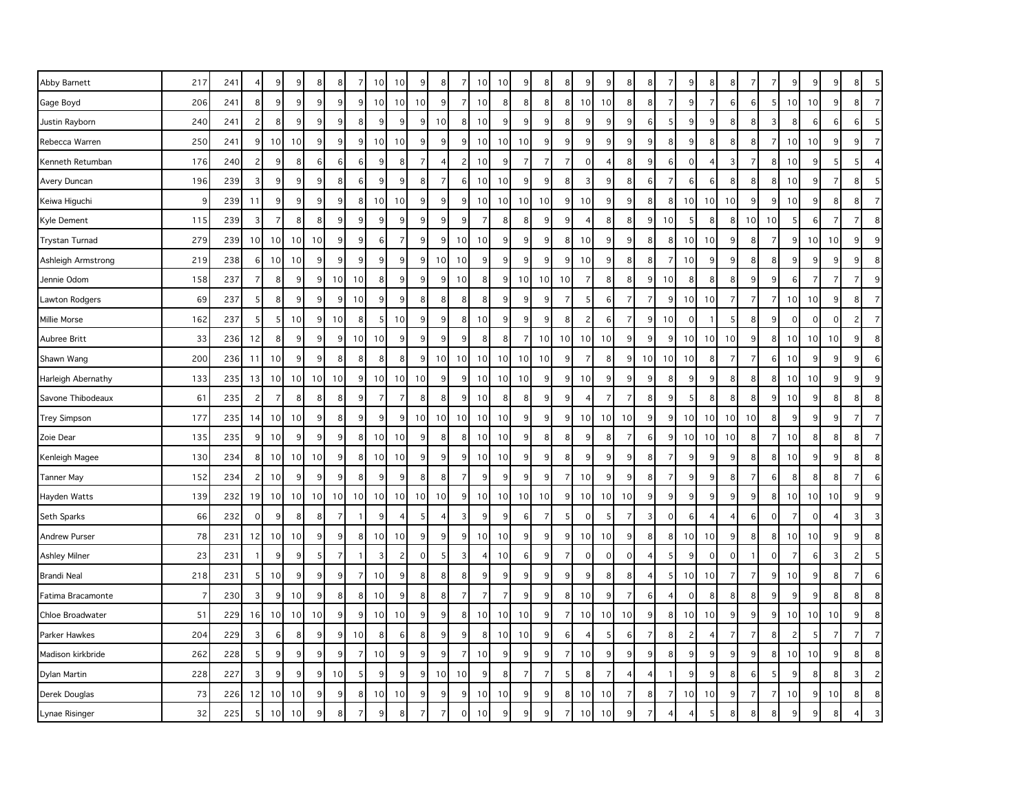| | | | | | | | | | | | | | | | | | | | | | | | | | | | | | | | | | |
|---|---|---|---|---|---|---|---|---|---|---|---|---|---|---|---|---|---|---|---|---|---|---|---|---|---|---|---|---|---|---|---|---|---|
| Abby Barnett | 217 | 241 | 4 | 9 | 9 | 8 | 8 | 7 | 10 | 10 | 9 | 8 | 7 | 10 | 10 | 9 | 8 | 8 | 9 | 9 | 8 | 8 | 7 | 9 | 8 | 8 | 7 | 7 | 9 | 9 | 9 | 8 | 5 |
| Gage Boyd | 206 | 241 | 8 | 9 | 9 | 9 | 9 | 9 | 10 | 10 | 10 | 9 | 7 | 10 | 8 | 8 | 8 | 8 | 10 | 10 | 8 | 8 | 7 | 9 | 7 | 6 | 6 | 5 | 10 | 10 | 9 | 8 | 7 |
| Justin Rayborn | 240 | 241 | 2 | 8 | 9 | 9 | 9 | 8 | 9 | 9 | 9 | 10 | 8 | 10 | 9 | 9 | 9 | 8 | 9 | 9 | 9 | 6 | 5 | 9 | 9 | 8 | 8 | 3 | 8 | 6 | 6 | 6 | 5 |
| Rebecca Warren | 250 | 241 | 9 | 10 | 10 | 9 | 9 | 9 | 10 | 10 | 9 | 9 | 9 | 10 | 10 | 10 | 9 | 9 | 9 | 9 | 9 | 9 | 8 | 9 | 8 | 8 | 8 | 7 | 10 | 10 | 9 | 9 | 7 |
| Kenneth Retumban | 176 | 240 | 2 | 9 | 8 | 6 | 6 | 6 | 9 | 8 | 7 | 4 | 2 | 10 | 9 | 7 | 7 | 7 | 0 | 4 | 8 | 9 | 6 | 0 | 4 | 3 | 7 | 8 | 10 | 9 | 5 | 5 | 4 |
| Avery Duncan | 196 | 239 | 3 | 9 | 9 | 9 | 8 | 6 | 9 | 9 | 8 | 7 | 6 | 10 | 10 | 9 | 9 | 8 | 3 | 9 | 8 | 6 | 7 | 6 | 6 | 8 | 8 | 8 | 10 | 9 | 7 | 8 | 5 |
| Keiwa Higuchi | 9 | 239 | 11 | 9 | 9 | 9 | 9 | 8 | 10 | 10 | 9 | 9 | 9 | 10 | 10 | 10 | 10 | 9 | 10 | 9 | 9 | 8 | 8 | 10 | 10 | 10 | 9 | 9 | 10 | 9 | 8 | 8 | 7 |
| Kyle Dement | 115 | 239 | 3 | 7 | 8 | 8 | 9 | 9 | 9 | 9 | 9 | 9 | 9 | 7 | 8 | 8 | 9 | 9 | 4 | 8 | 8 | 9 | 10 | 5 | 8 | 8 | 10 | 10 | 5 | 6 | 7 | 7 | 8 |
| Trystan Turnad | 279 | 239 | 10 | 10 | 10 | 10 | 9 | 9 | 6 | 7 | 9 | 9 | 10 | 10 | 9 | 9 | 9 | 8 | 10 | 9 | 9 | 8 | 8 | 10 | 10 | 9 | 8 | 7 | 9 | 10 | 10 | 9 | 9 |
| Ashleigh Armstrong | 219 | 238 | 6 | 10 | 10 | 9 | 9 | 9 | 9 | 9 | 9 | 10 | 10 | 9 | 9 | 9 | 9 | 9 | 10 | 9 | 8 | 8 | 7 | 10 | 9 | 9 | 8 | 8 | 9 | 9 | 9 | 9 | 8 |
| Jennie Odom | 158 | 237 | 7 | 8 | 9 | 9 | 10 | 10 | 8 | 9 | 9 | 9 | 10 | 8 | 9 | 10 | 10 | 10 | 7 | 8 | 8 | 9 | 10 | 8 | 8 | 8 | 9 | 9 | 6 | 7 | 7 | 7 | 9 |
| Lawton Rodgers | 69 | 237 | 5 | 8 | 9 | 9 | 9 | 10 | 9 | 9 | 8 | 8 | 8 | 8 | 9 | 9 | 9 | 7 | 5 | 6 | 7 | 7 | 9 | 10 | 10 | 7 | 7 | 7 | 10 | 10 | 9 | 8 | 7 |
| Millie Morse | 162 | 237 | 5 | 5 | 10 | 9 | 10 | 8 | 5 | 10 | 9 | 9 | 8 | 10 | 9 | 9 | 9 | 8 | 2 | 6 | 7 | 9 | 10 | 0 | 1 | 5 | 8 | 9 | 0 | 0 | 0 | 2 | 7 |
| Aubree Britt | 33 | 236 | 12 | 8 | 9 | 9 | 9 | 10 | 10 | 9 | 9 | 9 | 9 | 8 | 8 | 7 | 10 | 10 | 10 | 10 | 9 | 9 | 9 | 10 | 10 | 10 | 9 | 8 | 10 | 10 | 10 | 9 | 8 |
| Shawn Wang | 200 | 236 | 11 | 10 | 9 | 9 | 8 | 8 | 8 | 8 | 9 | 10 | 10 | 10 | 10 | 10 | 10 | 9 | 7 | 8 | 9 | 10 | 10 | 10 | 8 | 7 | 7 | 6 | 10 | 9 | 9 | 9 | 6 |
| Harleigh Abernathy | 133 | 235 | 13 | 10 | 10 | 10 | 10 | 9 | 10 | 10 | 10 | 9 | 9 | 10 | 10 | 10 | 9 | 9 | 10 | 9 | 9 | 9 | 8 | 9 | 9 | 8 | 8 | 8 | 10 | 10 | 9 | 9 | 9 |
| Savone Thibodeaux | 61 | 235 | 2 | 7 | 8 | 8 | 8 | 9 | 7 | 7 | 8 | 8 | 9 | 10 | 8 | 8 | 9 | 9 | 4 | 7 | 7 | 8 | 9 | 5 | 8 | 8 | 8 | 9 | 10 | 9 | 8 | 8 | 8 |
| Trey Simpson | 177 | 235 | 14 | 10 | 10 | 9 | 8 | 9 | 9 | 9 | 10 | 10 | 10 | 10 | 10 | 9 | 9 | 9 | 10 | 10 | 10 | 9 | 9 | 10 | 10 | 10 | 10 | 8 | 9 | 9 | 9 | 7 | 7 |
| Zoie Dear | 135 | 235 | 9 | 10 | 9 | 9 | 9 | 8 | 10 | 10 | 9 | 8 | 8 | 10 | 10 | 9 | 8 | 8 | 9 | 8 | 7 | 6 | 9 | 10 | 10 | 10 | 8 | 7 | 10 | 8 | 8 | 8 | 7 |
| Kenleigh Magee | 130 | 234 | 8 | 10 | 10 | 10 | 9 | 8 | 10 | 10 | 9 | 9 | 9 | 10 | 10 | 9 | 9 | 8 | 9 | 9 | 9 | 8 | 7 | 9 | 9 | 9 | 8 | 8 | 10 | 9 | 9 | 8 | 8 |
| Tanner May | 152 | 234 | 2 | 10 | 9 | 9 | 9 | 8 | 9 | 9 | 8 | 8 | 7 | 9 | 9 | 9 | 9 | 7 | 10 | 9 | 9 | 8 | 7 | 9 | 9 | 8 | 7 | 6 | 8 | 8 | 8 | 7 | 6 |
| Hayden Watts | 139 | 232 | 19 | 10 | 10 | 10 | 10 | 10 | 10 | 10 | 10 | 10 | 9 | 10 | 10 | 10 | 10 | 9 | 10 | 10 | 10 | 9 | 9 | 9 | 9 | 9 | 9 | 8 | 10 | 10 | 10 | 9 | 9 |
| Seth Sparks | 66 | 232 | 0 | 9 | 8 | 8 | 7 | 1 | 9 | 4 | 5 | 4 | 3 | 9 | 9 | 6 | 7 | 5 | 0 | 5 | 7 | 3 | 0 | 6 | 4 | 4 | 6 | 0 | 7 | 0 | 4 | 3 | 3 |
| Andrew Purser | 78 | 231 | 12 | 10 | 10 | 9 | 9 | 8 | 10 | 10 | 9 | 9 | 9 | 10 | 10 | 9 | 9 | 9 | 10 | 10 | 9 | 8 | 8 | 10 | 10 | 9 | 8 | 8 | 10 | 10 | 9 | 9 | 8 |
| Ashley Milner | 23 | 231 | 1 | 9 | 9 | 5 | 7 | 1 | 3 | 2 | 0 | 5 | 3 | 4 | 10 | 6 | 9 | 7 | 0 | 0 | 0 | 4 | 5 | 9 | 0 | 0 | 1 | 0 | 7 | 6 | 3 | 2 | 5 |
| Brandi Neal | 218 | 231 | 5 | 10 | 9 | 9 | 9 | 7 | 10 | 9 | 8 | 8 | 8 | 9 | 9 | 9 | 9 | 9 | 9 | 8 | 8 | 4 | 5 | 10 | 10 | 7 | 7 | 9 | 10 | 9 | 8 | 7 | 6 |
| Fatima Bracamonte | 7 | 230 | 3 | 9 | 10 | 9 | 8 | 8 | 10 | 9 | 8 | 8 | 7 | 7 | 7 | 9 | 9 | 8 | 10 | 9 | 7 | 6 | 4 | 0 | 8 | 8 | 8 | 9 | 9 | 9 | 8 | 8 | 8 |
| Chloe Broadwater | 51 | 229 | 16 | 10 | 10 | 10 | 9 | 9 | 10 | 10 | 9 | 9 | 8 | 10 | 10 | 10 | 9 | 7 | 10 | 10 | 10 | 9 | 8 | 10 | 10 | 9 | 9 | 9 | 10 | 10 | 10 | 9 | 8 |
| Parker Hawkes | 204 | 229 | 3 | 6 | 8 | 9 | 9 | 10 | 8 | 6 | 8 | 9 | 9 | 8 | 10 | 10 | 9 | 6 | 4 | 5 | 6 | 7 | 8 | 2 | 4 | 7 | 7 | 8 | 2 | 5 | 7 | 7 | 7 |
| Madison kirkbride | 262 | 228 | 5 | 9 | 9 | 9 | 9 | 7 | 10 | 9 | 9 | 9 | 7 | 10 | 9 | 9 | 9 | 7 | 10 | 9 | 9 | 9 | 8 | 9 | 9 | 9 | 9 | 8 | 10 | 10 | 9 | 8 | 8 |
| Dylan Martin | 228 | 227 | 3 | 9 | 9 | 9 | 10 | 5 | 9 | 9 | 9 | 10 | 10 | 9 | 8 | 7 | 7 | 5 | 8 | 7 | 4 | 4 | 1 | 9 | 9 | 8 | 6 | 5 | 9 | 8 | 8 | 3 | 2 |
| Derek Douglas | 73 | 226 | 12 | 10 | 10 | 9 | 9 | 8 | 10 | 10 | 9 | 9 | 9 | 10 | 10 | 9 | 9 | 8 | 10 | 10 | 7 | 8 | 7 | 10 | 10 | 9 | 7 | 7 | 10 | 9 | 10 | 8 | 8 |
| Lynae Risinger | 32 | 225 | 5 | 10 | 10 | 9 | 8 | 7 | 9 | 8 | 7 | 7 | 0 | 10 | 9 | 9 | 9 | 7 | 10 | 10 | 9 | 7 | 4 | 4 | 5 | 8 | 8 | 8 | 9 | 9 | 8 | 4 | 3 |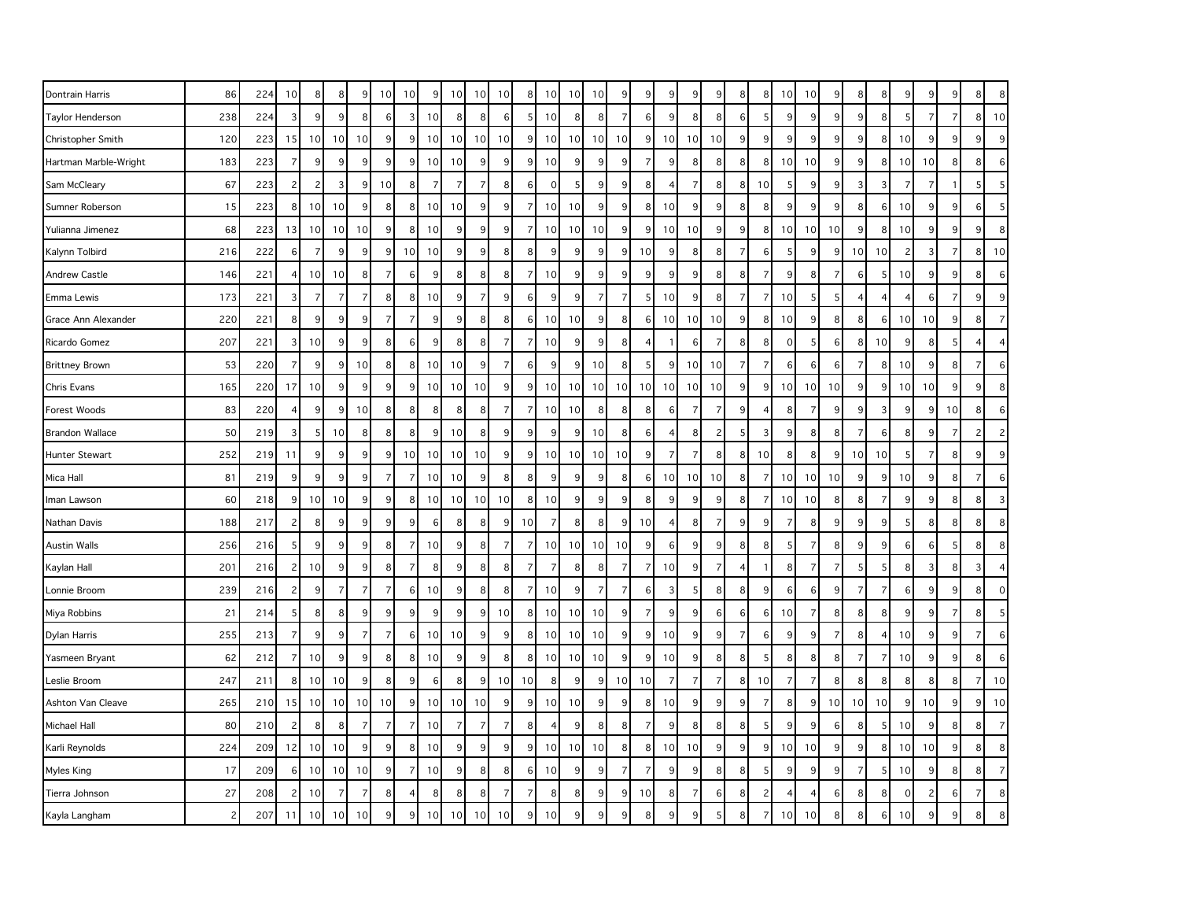| | | | | | | | | | | | | | | | | | | | | | | | | | | | | | | | | | |
|---|---|---|---|---|---|---|---|---|---|---|---|---|---|---|---|---|---|---|---|---|---|---|---|---|---|---|---|---|---|---|---|---|---|
| Dontrain Harris | 86 | 224 | 10 | 8 | 8 | 9 | 10 | 10 | 9 | 10 | 10 | 10 | 8 | 10 | 10 | 10 | 9 | 9 | 9 | 9 | 9 | 8 | 8 | 10 | 10 | 9 | 8 | 8 | 9 | 9 | 9 | 8 | 8 |
| Taylor Henderson | 238 | 224 | 3 | 9 | 9 | 8 | 6 | 3 | 10 | 8 | 8 | 6 | 5 | 10 | 8 | 8 | 7 | 6 | 9 | 8 | 8 | 6 | 5 | 9 | 9 | 9 | 9 | 8 | 5 | 7 | 7 | 8 | 10 |
| Christopher Smith | 120 | 223 | 15 | 10 | 10 | 10 | 9 | 9 | 10 | 10 | 10 | 10 | 9 | 10 | 10 | 10 | 10 | 9 | 10 | 10 | 10 | 9 | 9 | 9 | 9 | 9 | 9 | 8 | 10 | 9 | 9 | 9 | 9 |
| Hartman Marble-Wright | 183 | 223 | 7 | 9 | 9 | 9 | 9 | 9 | 10 | 10 | 9 | 9 | 9 | 10 | 9 | 9 | 9 | 7 | 9 | 8 | 8 | 8 | 8 | 10 | 10 | 9 | 9 | 8 | 10 | 10 | 8 | 8 | 6 |
| Sam McCleary | 67 | 223 | 2 | 2 | 3 | 9 | 10 | 8 | 7 | 7 | 7 | 8 | 6 | 0 | 5 | 9 | 9 | 8 | 4 | 7 | 8 | 8 | 10 | 5 | 9 | 9 | 3 | 3 | 7 | 7 | 1 | 5 | 5 |
| Sumner Roberson | 15 | 223 | 8 | 10 | 10 | 9 | 8 | 8 | 10 | 10 | 9 | 9 | 7 | 10 | 10 | 9 | 9 | 8 | 10 | 9 | 9 | 8 | 8 | 9 | 9 | 9 | 8 | 6 | 10 | 9 | 9 | 6 | 5 |
| Yulianna Jimenez | 68 | 223 | 13 | 10 | 10 | 10 | 9 | 8 | 10 | 9 | 9 | 9 | 7 | 10 | 10 | 10 | 9 | 9 | 10 | 10 | 9 | 9 | 8 | 10 | 10 | 10 | 9 | 8 | 10 | 9 | 9 | 9 | 8 |
| Kalynn Tolbird | 216 | 222 | 6 | 7 | 9 | 9 | 9 | 10 | 10 | 9 | 9 | 8 | 8 | 9 | 9 | 9 | 9 | 10 | 9 | 8 | 8 | 7 | 6 | 5 | 9 | 9 | 10 | 10 | 2 | 3 | 7 | 8 | 10 |
| Andrew Castle | 146 | 221 | 4 | 10 | 10 | 8 | 7 | 6 | 9 | 8 | 8 | 8 | 7 | 10 | 9 | 9 | 9 | 9 | 9 | 9 | 8 | 8 | 7 | 9 | 8 | 7 | 6 | 5 | 10 | 9 | 9 | 8 | 6 |
| Emma Lewis | 173 | 221 | 3 | 7 | 7 | 7 | 8 | 8 | 10 | 9 | 7 | 9 | 6 | 9 | 9 | 7 | 7 | 5 | 10 | 9 | 8 | 7 | 7 | 10 | 5 | 5 | 4 | 4 | 4 | 6 | 7 | 9 | 9 |
| Grace Ann Alexander | 220 | 221 | 8 | 9 | 9 | 9 | 7 | 7 | 9 | 9 | 8 | 8 | 6 | 10 | 10 | 9 | 8 | 6 | 10 | 10 | 10 | 9 | 8 | 10 | 9 | 8 | 8 | 6 | 10 | 10 | 9 | 8 | 7 |
| Ricardo Gomez | 207 | 221 | 3 | 10 | 9 | 9 | 8 | 6 | 9 | 8 | 8 | 7 | 7 | 10 | 9 | 9 | 8 | 4 | 1 | 6 | 7 | 8 | 8 | 0 | 5 | 6 | 8 | 10 | 9 | 8 | 5 | 4 | 4 |
| Brittney Brown | 53 | 220 | 7 | 9 | 9 | 10 | 8 | 8 | 10 | 10 | 9 | 7 | 6 | 9 | 9 | 10 | 8 | 5 | 9 | 10 | 10 | 7 | 7 | 6 | 6 | 6 | 7 | 8 | 10 | 9 | 8 | 7 | 6 |
| Chris Evans | 165 | 220 | 17 | 10 | 9 | 9 | 9 | 9 | 10 | 10 | 10 | 9 | 9 | 10 | 10 | 10 | 10 | 10 | 10 | 10 | 10 | 9 | 9 | 10 | 10 | 10 | 9 | 9 | 10 | 10 | 9 | 9 | 8 |
| Forest Woods | 83 | 220 | 4 | 9 | 9 | 10 | 8 | 8 | 8 | 8 | 8 | 7 | 7 | 10 | 10 | 8 | 8 | 8 | 6 | 7 | 7 | 9 | 4 | 8 | 7 | 9 | 9 | 3 | 9 | 9 | 10 | 8 | 6 |
| Brandon Wallace | 50 | 219 | 3 | 5 | 10 | 8 | 8 | 8 | 9 | 10 | 8 | 9 | 9 | 9 | 9 | 10 | 8 | 6 | 4 | 8 | 2 | 5 | 3 | 9 | 8 | 8 | 7 | 6 | 8 | 9 | 7 | 2 | 2 |
| Hunter Stewart | 252 | 219 | 11 | 9 | 9 | 9 | 9 | 10 | 10 | 10 | 10 | 9 | 9 | 10 | 10 | 10 | 10 | 9 | 7 | 7 | 8 | 8 | 10 | 8 | 8 | 9 | 10 | 10 | 5 | 7 | 8 | 9 | 9 |
| Mica Hall | 81 | 219 | 9 | 9 | 9 | 9 | 7 | 7 | 10 | 10 | 9 | 8 | 8 | 9 | 9 | 9 | 8 | 6 | 10 | 10 | 10 | 8 | 7 | 10 | 10 | 10 | 9 | 9 | 10 | 9 | 8 | 7 | 6 |
| Iman Lawson | 60 | 218 | 9 | 10 | 10 | 9 | 9 | 8 | 10 | 10 | 10 | 10 | 8 | 10 | 9 | 9 | 9 | 8 | 9 | 9 | 9 | 8 | 7 | 10 | 10 | 8 | 8 | 7 | 9 | 9 | 8 | 8 | 3 |
| Nathan Davis | 188 | 217 | 2 | 8 | 9 | 9 | 9 | 9 | 6 | 8 | 8 | 9 | 10 | 7 | 8 | 8 | 9 | 10 | 4 | 8 | 7 | 9 | 9 | 7 | 8 | 9 | 9 | 9 | 5 | 8 | 8 | 8 | 8 |
| Austin Walls | 256 | 216 | 5 | 9 | 9 | 9 | 8 | 7 | 10 | 9 | 8 | 7 | 7 | 10 | 10 | 10 | 10 | 9 | 6 | 9 | 9 | 8 | 8 | 5 | 7 | 8 | 9 | 9 | 6 | 6 | 5 | 8 | 8 |
| Kaylan Hall | 201 | 216 | 2 | 10 | 9 | 9 | 8 | 7 | 8 | 9 | 8 | 8 | 7 | 7 | 8 | 8 | 7 | 7 | 10 | 9 | 7 | 4 | 1 | 8 | 7 | 7 | 5 | 5 | 8 | 3 | 8 | 3 | 4 |
| Lonnie Broom | 239 | 216 | 2 | 9 | 7 | 7 | 7 | 6 | 10 | 9 | 8 | 8 | 7 | 10 | 9 | 7 | 7 | 6 | 3 | 5 | 8 | 8 | 9 | 6 | 6 | 9 | 7 | 7 | 6 | 9 | 9 | 8 | 0 |
| Miya Robbins | 21 | 214 | 5 | 8 | 8 | 9 | 9 | 9 | 9 | 9 | 9 | 10 | 8 | 10 | 10 | 10 | 9 | 7 | 9 | 9 | 6 | 6 | 6 | 10 | 7 | 8 | 8 | 8 | 9 | 9 | 7 | 8 | 5 |
| Dylan Harris | 255 | 213 | 7 | 9 | 9 | 7 | 7 | 6 | 10 | 10 | 9 | 9 | 8 | 10 | 10 | 10 | 9 | 9 | 10 | 9 | 9 | 7 | 6 | 9 | 9 | 7 | 8 | 4 | 10 | 9 | 9 | 7 | 6 |
| Yasmeen Bryant | 62 | 212 | 7 | 10 | 9 | 9 | 8 | 8 | 10 | 9 | 9 | 8 | 8 | 10 | 10 | 10 | 9 | 9 | 10 | 9 | 8 | 8 | 5 | 8 | 8 | 8 | 7 | 7 | 10 | 9 | 9 | 8 | 6 |
| Leslie Broom | 247 | 211 | 8 | 10 | 10 | 9 | 8 | 9 | 6 | 8 | 9 | 10 | 10 | 8 | 9 | 9 | 10 | 10 | 7 | 7 | 7 | 8 | 10 | 7 | 7 | 8 | 8 | 8 | 8 | 8 | 8 | 7 | 10 |
| Ashton Van Cleave | 265 | 210 | 15 | 10 | 10 | 10 | 10 | 9 | 10 | 10 | 10 | 9 | 9 | 10 | 10 | 9 | 9 | 8 | 10 | 9 | 9 | 9 | 7 | 8 | 9 | 10 | 10 | 10 | 9 | 10 | 9 | 9 | 10 |
| Michael Hall | 80 | 210 | 2 | 8 | 8 | 7 | 7 | 7 | 10 | 7 | 7 | 7 | 8 | 4 | 9 | 8 | 8 | 7 | 9 | 8 | 8 | 8 | 5 | 9 | 9 | 6 | 8 | 5 | 10 | 9 | 8 | 8 | 7 |
| Karli Reynolds | 224 | 209 | 12 | 10 | 10 | 9 | 9 | 8 | 10 | 9 | 9 | 9 | 9 | 10 | 10 | 10 | 8 | 8 | 10 | 10 | 9 | 9 | 9 | 10 | 10 | 9 | 9 | 8 | 10 | 10 | 9 | 8 | 8 |
| Myles King | 17 | 209 | 6 | 10 | 10 | 10 | 9 | 7 | 10 | 9 | 8 | 8 | 6 | 10 | 9 | 9 | 7 | 7 | 9 | 9 | 8 | 8 | 5 | 9 | 9 | 9 | 7 | 5 | 10 | 9 | 8 | 8 | 7 |
| Tierra Johnson | 27 | 208 | 2 | 10 | 7 | 7 | 8 | 4 | 8 | 8 | 8 | 7 | 7 | 8 | 8 | 9 | 9 | 10 | 8 | 7 | 6 | 8 | 2 | 4 | 4 | 6 | 8 | 8 | 0 | 2 | 6 | 7 | 8 |
| Kayla Langham | 2 | 207 | 11 | 10 | 10 | 10 | 9 | 9 | 10 | 10 | 10 | 10 | 9 | 10 | 9 | 9 | 9 | 8 | 9 | 9 | 5 | 8 | 7 | 10 | 10 | 8 | 8 | 6 | 10 | 9 | 9 | 8 | 8 |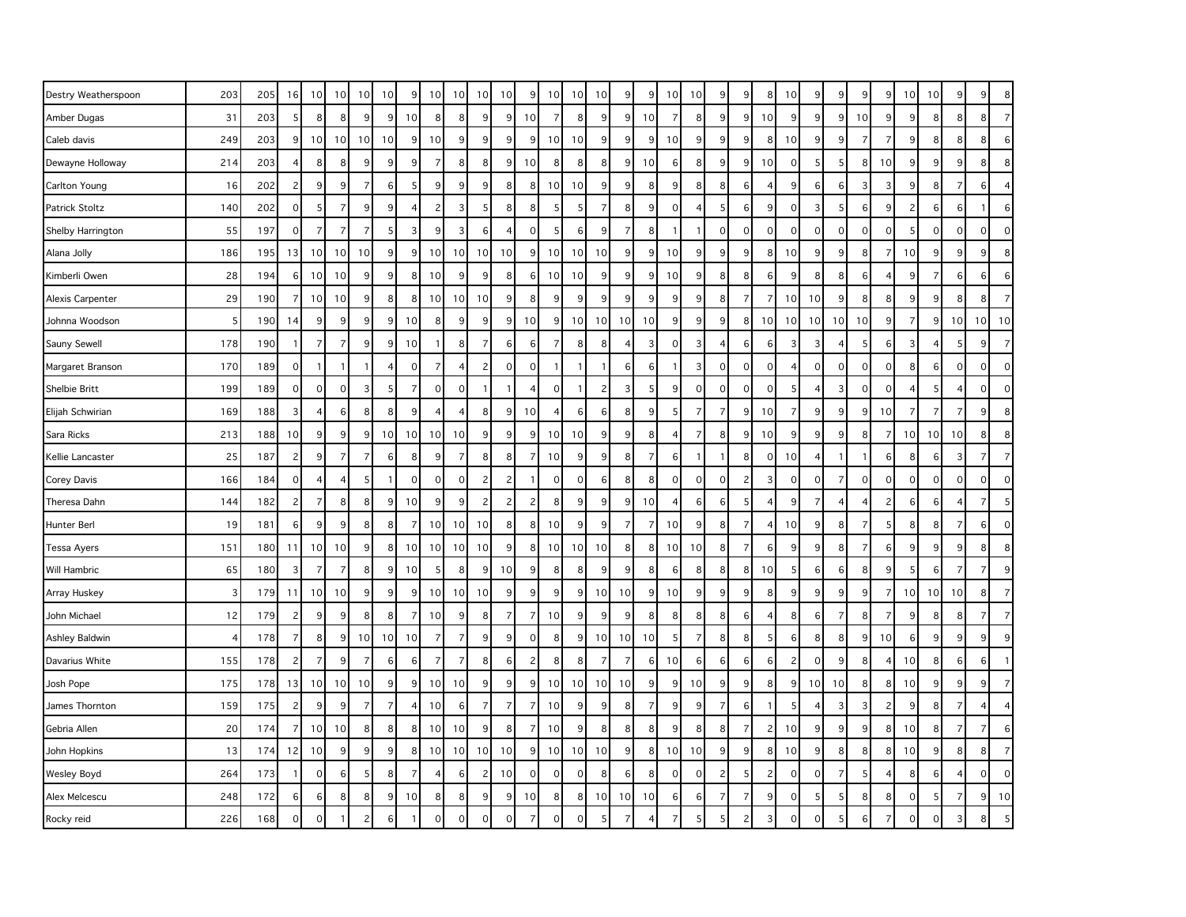| | | | | | | | | | | | | | | | | | | | | | | | | | | | | | | | | | |
|---|---|---|---|---|---|---|---|---|---|---|---|---|---|---|---|---|---|---|---|---|---|---|---|---|---|---|---|---|---|---|---|---|---|
| Destry Weatherspoon | 203 | 205 | 16 | 10 | 10 | 10 | 10 | 9 | 10 | 10 | 10 | 10 | 9 | 10 | 10 | 10 | 9 | 9 | 10 | 10 | 9 | 9 | 8 | 10 | 9 | 9 | 9 | 9 | 10 | 10 | 9 | 9 | 8 |
| Amber Dugas | 31 | 203 | 5 | 8 | 8 | 9 | 9 | 10 | 8 | 8 | 9 | 9 | 10 | 7 | 8 | 9 | 9 | 10 | 7 | 8 | 9 | 9 | 10 | 9 | 9 | 9 | 10 | 9 | 9 | 8 | 8 | 8 | 7 |
| Caleb davis | 249 | 203 | 9 | 10 | 10 | 10 | 10 | 9 | 10 | 9 | 9 | 9 | 9 | 10 | 10 | 9 | 9 | 9 | 10 | 9 | 9 | 9 | 8 | 10 | 9 | 9 | 7 | 7 | 9 | 8 | 8 | 8 | 6 |
| Dewayne Holloway | 214 | 203 | 4 | 8 | 8 | 9 | 9 | 9 | 7 | 8 | 8 | 9 | 10 | 8 | 8 | 8 | 9 | 10 | 6 | 8 | 9 | 9 | 10 | 0 | 5 | 5 | 8 | 10 | 9 | 9 | 9 | 8 | 8 |
| Carlton Young | 16 | 202 | 2 | 9 | 9 | 7 | 6 | 5 | 9 | 9 | 9 | 8 | 8 | 10 | 10 | 9 | 9 | 8 | 9 | 8 | 8 | 6 | 4 | 9 | 6 | 6 | 3 | 3 | 9 | 8 | 7 | 6 | 4 |
| Patrick Stoltz | 140 | 202 | 0 | 5 | 7 | 9 | 9 | 4 | 2 | 3 | 5 | 8 | 8 | 5 | 5 | 7 | 8 | 9 | 0 | 4 | 5 | 6 | 9 | 0 | 3 | 5 | 6 | 9 | 2 | 6 | 6 | 1 | 6 |
| Shelby Harrington | 55 | 197 | 0 | 7 | 7 | 7 | 5 | 3 | 9 | 3 | 6 | 4 | 0 | 5 | 6 | 9 | 7 | 8 | 1 | 1 | 0 | 0 | 0 | 0 | 0 | 0 | 0 | 0 | 5 | 0 | 0 | 0 | 0 |
| Alana Jolly | 186 | 195 | 13 | 10 | 10 | 10 | 9 | 9 | 10 | 10 | 10 | 10 | 9 | 10 | 10 | 10 | 9 | 9 | 10 | 9 | 9 | 9 | 8 | 10 | 9 | 9 | 8 | 7 | 10 | 9 | 9 | 9 | 8 |
| Kimberli Owen | 28 | 194 | 6 | 10 | 10 | 9 | 9 | 8 | 10 | 9 | 9 | 8 | 6 | 10 | 10 | 9 | 9 | 9 | 10 | 9 | 8 | 8 | 6 | 9 | 8 | 8 | 6 | 4 | 9 | 7 | 6 | 6 | 6 |
| Alexis Carpenter | 29 | 190 | 7 | 10 | 10 | 9 | 8 | 8 | 10 | 10 | 10 | 9 | 8 | 9 | 9 | 9 | 9 | 9 | 9 | 9 | 8 | 7 | 7 | 10 | 10 | 9 | 8 | 8 | 9 | 9 | 8 | 8 | 7 |
| Johnna Woodson | 5 | 190 | 14 | 9 | 9 | 9 | 9 | 10 | 8 | 9 | 9 | 9 | 10 | 9 | 10 | 10 | 10 | 10 | 9 | 9 | 9 | 8 | 10 | 10 | 10 | 10 | 10 | 9 | 7 | 9 | 10 | 10 | 10 |
| Sauny Sewell | 178 | 190 | 1 | 7 | 7 | 9 | 9 | 10 | 1 | 8 | 7 | 6 | 6 | 7 | 8 | 8 | 4 | 3 | 0 | 3 | 4 | 6 | 6 | 3 | 3 | 4 | 5 | 6 | 3 | 4 | 5 | 9 | 7 |
| Margaret Branson | 170 | 189 | 0 | 1 | 1 | 1 | 4 | 0 | 7 | 4 | 2 | 0 | 0 | 1 | 1 | 1 | 6 | 6 | 1 | 3 | 0 | 0 | 0 | 4 | 0 | 0 | 0 | 0 | 8 | 6 | 0 | 0 | 0 |
| Shelbie Britt | 199 | 189 | 0 | 0 | 0 | 3 | 5 | 7 | 0 | 0 | 1 | 1 | 4 | 0 | 1 | 2 | 3 | 5 | 9 | 0 | 0 | 0 | 0 | 5 | 4 | 3 | 0 | 0 | 4 | 5 | 4 | 0 | 0 |
| Elijah Schwirian | 169 | 188 | 3 | 4 | 6 | 8 | 8 | 9 | 4 | 4 | 8 | 9 | 10 | 4 | 6 | 6 | 8 | 9 | 5 | 7 | 7 | 9 | 10 | 7 | 9 | 9 | 9 | 10 | 7 | 7 | 7 | 9 | 8 |
| Sara Ricks | 213 | 188 | 10 | 9 | 9 | 9 | 10 | 10 | 10 | 10 | 9 | 9 | 9 | 10 | 10 | 9 | 9 | 8 | 4 | 7 | 8 | 9 | 10 | 9 | 9 | 9 | 8 | 7 | 10 | 10 | 10 | 8 | 8 |
| Kellie Lancaster | 25 | 187 | 2 | 9 | 7 | 7 | 6 | 8 | 9 | 7 | 8 | 8 | 7 | 10 | 9 | 9 | 8 | 7 | 6 | 1 | 1 | 8 | 0 | 10 | 4 | 1 | 1 | 6 | 8 | 6 | 3 | 7 | 7 |
| Corey Davis | 166 | 184 | 0 | 4 | 4 | 5 | 1 | 0 | 0 | 0 | 2 | 2 | 1 | 0 | 0 | 6 | 8 | 8 | 0 | 0 | 0 | 2 | 3 | 0 | 0 | 7 | 0 | 0 | 0 | 0 | 0 | 0 | 0 |
| Theresa Dahn | 144 | 182 | 2 | 7 | 8 | 8 | 9 | 10 | 9 | 9 | 2 | 2 | 2 | 8 | 9 | 9 | 9 | 10 | 4 | 6 | 6 | 5 | 4 | 9 | 7 | 4 | 4 | 2 | 6 | 6 | 4 | 7 | 5 |
| Hunter Berl | 19 | 181 | 6 | 9 | 9 | 8 | 8 | 7 | 10 | 10 | 10 | 8 | 8 | 10 | 9 | 9 | 7 | 7 | 10 | 9 | 8 | 7 | 4 | 10 | 9 | 8 | 7 | 5 | 8 | 8 | 7 | 6 | 0 |
| Tessa Ayers | 151 | 180 | 11 | 10 | 10 | 9 | 8 | 10 | 10 | 10 | 10 | 9 | 8 | 10 | 10 | 10 | 8 | 8 | 10 | 10 | 8 | 7 | 6 | 9 | 9 | 8 | 7 | 6 | 9 | 9 | 9 | 8 | 8 |
| Will Hambric | 65 | 180 | 3 | 7 | 7 | 8 | 9 | 10 | 5 | 8 | 9 | 10 | 9 | 8 | 8 | 9 | 9 | 8 | 6 | 8 | 8 | 8 | 10 | 5 | 6 | 6 | 8 | 9 | 5 | 6 | 7 | 7 | 9 |
| Array Huskey | 3 | 179 | 11 | 10 | 10 | 9 | 9 | 9 | 10 | 10 | 10 | 9 | 9 | 9 | 9 | 10 | 10 | 9 | 10 | 9 | 9 | 9 | 8 | 9 | 9 | 9 | 9 | 7 | 10 | 10 | 10 | 8 | 7 |
| John Michael | 12 | 179 | 2 | 9 | 9 | 8 | 8 | 7 | 10 | 9 | 8 | 7 | 7 | 10 | 9 | 9 | 9 | 8 | 8 | 8 | 8 | 6 | 4 | 8 | 6 | 7 | 8 | 7 | 9 | 8 | 8 | 7 | 7 |
| Ashley Baldwin | 4 | 178 | 7 | 8 | 9 | 10 | 10 | 10 | 7 | 7 | 9 | 9 | 0 | 8 | 9 | 10 | 10 | 10 | 5 | 7 | 8 | 8 | 5 | 6 | 8 | 8 | 9 | 10 | 6 | 9 | 9 | 9 | 9 |
| Davarius White | 155 | 178 | 2 | 7 | 9 | 7 | 6 | 6 | 7 | 7 | 8 | 6 | 2 | 8 | 8 | 7 | 7 | 6 | 10 | 6 | 6 | 6 | 6 | 2 | 0 | 9 | 8 | 4 | 10 | 8 | 6 | 6 | 1 |
| Josh Pope | 175 | 178 | 13 | 10 | 10 | 10 | 9 | 9 | 10 | 10 | 9 | 9 | 9 | 10 | 10 | 10 | 10 | 9 | 9 | 10 | 9 | 9 | 8 | 9 | 10 | 10 | 8 | 8 | 10 | 9 | 9 | 9 | 7 |
| James Thornton | 159 | 175 | 2 | 9 | 9 | 7 | 7 | 4 | 10 | 6 | 7 | 7 | 7 | 10 | 9 | 9 | 8 | 7 | 9 | 9 | 7 | 6 | 1 | 5 | 4 | 3 | 3 | 2 | 9 | 8 | 7 | 4 | 4 |
| Gebria Allen | 20 | 174 | 7 | 10 | 10 | 8 | 8 | 8 | 10 | 10 | 9 | 8 | 7 | 10 | 9 | 8 | 8 | 8 | 9 | 8 | 8 | 7 | 2 | 10 | 9 | 9 | 9 | 8 | 10 | 8 | 7 | 7 | 6 |
| John Hopkins | 13 | 174 | 12 | 10 | 9 | 9 | 9 | 8 | 10 | 10 | 10 | 10 | 9 | 10 | 10 | 10 | 9 | 8 | 10 | 10 | 9 | 9 | 8 | 10 | 9 | 8 | 8 | 8 | 10 | 9 | 8 | 8 | 7 |
| Wesley Boyd | 264 | 173 | 1 | 0 | 6 | 5 | 8 | 7 | 4 | 6 | 2 | 10 | 0 | 0 | 0 | 8 | 6 | 8 | 0 | 0 | 2 | 5 | 2 | 0 | 0 | 7 | 5 | 4 | 8 | 6 | 4 | 0 | 0 |
| Alex Melcescu | 248 | 172 | 6 | 6 | 8 | 8 | 9 | 10 | 8 | 8 | 9 | 9 | 10 | 8 | 8 | 10 | 10 | 10 | 6 | 6 | 7 | 7 | 9 | 0 | 5 | 5 | 8 | 8 | 0 | 5 | 7 | 9 | 10 |
| Rocky reid | 226 | 168 | 0 | 0 | 1 | 2 | 6 | 1 | 0 | 0 | 0 | 0 | 7 | 0 | 0 | 5 | 7 | 4 | 7 | 5 | 5 | 2 | 3 | 0 | 0 | 5 | 6 | 7 | 0 | 0 | 3 | 8 | 5 |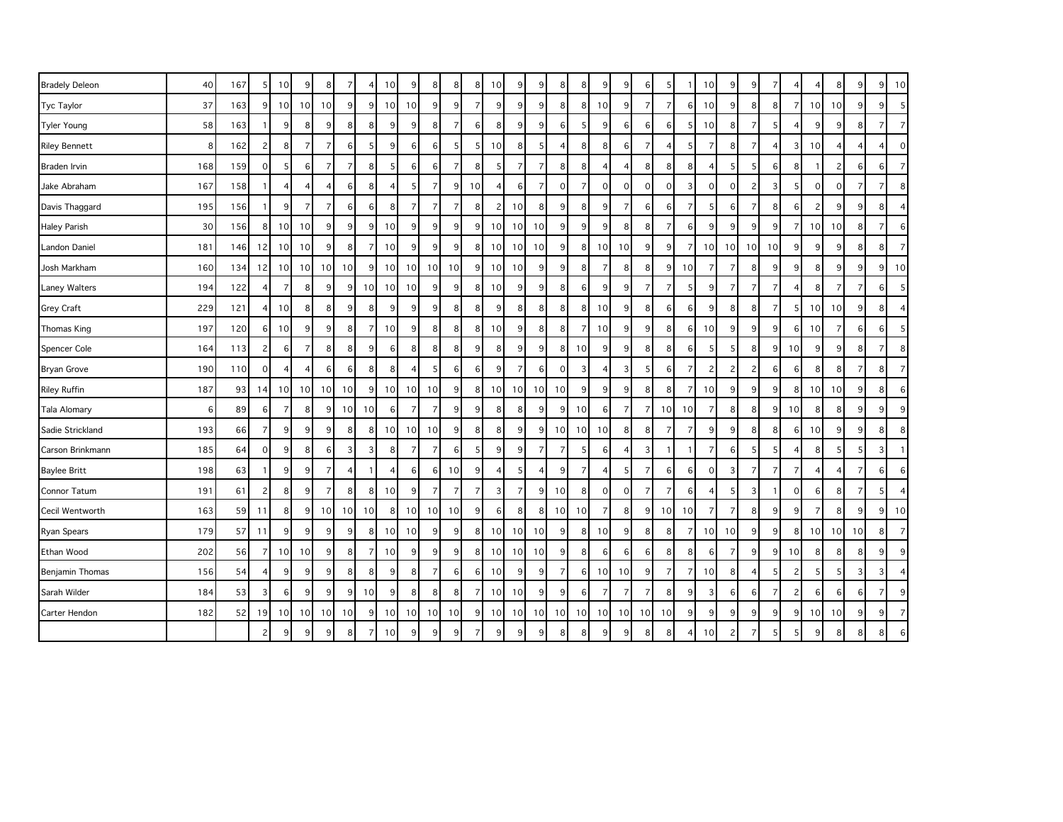| | | | | | | | | | | | | | | | | | | | | | | | | | | | | | | | | | |
|---|---|---|---|---|---|---|---|---|---|---|---|---|---|---|---|---|---|---|---|---|---|---|---|---|---|---|---|---|---|---|---|---|---|
| Bradely Deleon | 40 | 167 | 5 | 10 | 9 | 8 | 7 | 4 | 10 | 9 | 8 | 8 | 8 | 10 | 9 | 9 | 8 | 8 | 9 | 9 | 6 | 5 | 1 | 10 | 9 | 9 | 7 | 4 | 4 | 8 | 9 | 9 | 10 |
| Tyc Taylor | 37 | 163 | 9 | 10 | 10 | 10 | 9 | 9 | 10 | 10 | 9 | 9 | 7 | 9 | 9 | 9 | 8 | 8 | 10 | 9 | 7 | 7 | 6 | 10 | 9 | 8 | 8 | 7 | 10 | 10 | 9 | 9 | 5 |
| Tyler Young | 58 | 163 | 1 | 9 | 8 | 9 | 8 | 8 | 9 | 9 | 8 | 7 | 6 | 8 | 9 | 9 | 6 | 5 | 9 | 6 | 6 | 6 | 5 | 10 | 8 | 7 | 5 | 4 | 9 | 9 | 8 | 7 | 7 |
| Riley Bennett | 8 | 162 | 2 | 8 | 7 | 7 | 6 | 5 | 9 | 6 | 6 | 5 | 5 | 10 | 8 | 5 | 4 | 8 | 8 | 6 | 7 | 4 | 5 | 7 | 8 | 7 | 4 | 3 | 10 | 4 | 4 | 4 | 0 |
| Braden Irvin | 168 | 159 | 0 | 5 | 6 | 7 | 7 | 8 | 5 | 6 | 6 | 7 | 8 | 5 | 7 | 7 | 8 | 8 | 4 | 4 | 8 | 8 | 8 | 4 | 5 | 5 | 6 | 8 | 1 | 2 | 6 | 6 | 7 |
| Jake Abraham | 167 | 158 | 1 | 4 | 4 | 4 | 6 | 8 | 4 | 5 | 7 | 9 | 10 | 4 | 6 | 7 | 0 | 7 | 0 | 0 | 0 | 0 | 3 | 0 | 0 | 2 | 3 | 5 | 0 | 0 | 7 | 7 | 8 |
| Davis Thaggard | 195 | 156 | 1 | 9 | 7 | 7 | 6 | 6 | 8 | 7 | 7 | 7 | 8 | 2 | 10 | 8 | 9 | 8 | 9 | 7 | 6 | 6 | 7 | 5 | 6 | 7 | 8 | 6 | 2 | 9 | 9 | 8 | 4 |
| Haley Parish | 30 | 156 | 8 | 10 | 10 | 9 | 9 | 9 | 10 | 9 | 9 | 9 | 9 | 10 | 10 | 10 | 9 | 9 | 9 | 8 | 8 | 7 | 6 | 9 | 9 | 9 | 9 | 7 | 10 | 10 | 8 | 7 | 6 |
| Landon Daniel | 181 | 146 | 12 | 10 | 10 | 9 | 8 | 7 | 10 | 9 | 9 | 9 | 8 | 10 | 10 | 10 | 9 | 8 | 10 | 10 | 9 | 9 | 7 | 10 | 10 | 10 | 10 | 9 | 9 | 9 | 8 | 8 | 7 |
| Josh Markham | 160 | 134 | 12 | 10 | 10 | 10 | 10 | 9 | 10 | 10 | 10 | 10 | 9 | 10 | 10 | 9 | 9 | 8 | 7 | 8 | 8 | 9 | 10 | 7 | 7 | 8 | 9 | 9 | 8 | 9 | 9 | 9 | 10 |
| Laney Walters | 194 | 122 | 4 | 7 | 8 | 9 | 9 | 10 | 10 | 10 | 9 | 9 | 8 | 10 | 9 | 9 | 8 | 6 | 9 | 9 | 7 | 7 | 5 | 9 | 7 | 7 | 7 | 4 | 8 | 7 | 7 | 6 | 5 |
| Grey Craft | 229 | 121 | 4 | 10 | 8 | 8 | 9 | 8 | 9 | 9 | 9 | 8 | 8 | 9 | 8 | 8 | 8 | 8 | 10 | 9 | 8 | 6 | 6 | 9 | 8 | 8 | 7 | 5 | 10 | 10 | 9 | 8 | 4 |
| Thomas King | 197 | 120 | 6 | 10 | 9 | 9 | 8 | 7 | 10 | 9 | 8 | 8 | 8 | 10 | 9 | 8 | 8 | 7 | 10 | 9 | 9 | 8 | 6 | 10 | 9 | 9 | 9 | 6 | 10 | 7 | 6 | 6 | 5 |
| Spencer Cole | 164 | 113 | 2 | 6 | 7 | 8 | 8 | 9 | 6 | 8 | 8 | 8 | 9 | 8 | 9 | 9 | 8 | 10 | 9 | 9 | 8 | 8 | 6 | 5 | 5 | 8 | 9 | 10 | 9 | 9 | 8 | 7 | 8 |
| Bryan Grove | 190 | 110 | 0 | 4 | 4 | 6 | 6 | 8 | 8 | 4 | 5 | 6 | 6 | 9 | 7 | 6 | 0 | 3 | 4 | 3 | 5 | 6 | 7 | 2 | 2 | 2 | 6 | 6 | 8 | 8 | 7 | 8 | 7 |
| Riley Ruffin | 187 | 93 | 14 | 10 | 10 | 10 | 10 | 9 | 10 | 10 | 10 | 9 | 8 | 10 | 10 | 10 | 10 | 9 | 9 | 9 | 8 | 8 | 7 | 10 | 9 | 9 | 9 | 8 | 10 | 10 | 9 | 8 | 6 |
| Tala Alomary | 6 | 89 | 6 | 7 | 8 | 9 | 10 | 10 | 6 | 7 | 7 | 9 | 9 | 8 | 8 | 9 | 9 | 10 | 6 | 7 | 7 | 10 | 10 | 7 | 8 | 8 | 9 | 10 | 8 | 8 | 9 | 9 | 9 |
| Sadie Strickland | 193 | 66 | 7 | 9 | 9 | 9 | 8 | 8 | 10 | 10 | 10 | 9 | 8 | 8 | 9 | 9 | 10 | 10 | 10 | 8 | 8 | 7 | 7 | 9 | 9 | 8 | 8 | 6 | 10 | 9 | 9 | 8 | 8 |
| Carson Brinkmann | 185 | 64 | 0 | 9 | 8 | 6 | 3 | 3 | 8 | 7 | 7 | 6 | 5 | 9 | 9 | 7 | 7 | 5 | 6 | 4 | 3 | 1 | 1 | 7 | 6 | 5 | 5 | 4 | 8 | 5 | 5 | 3 | 1 |
| Baylee Britt | 198 | 63 | 1 | 9 | 9 | 7 | 4 | 1 | 4 | 6 | 6 | 10 | 9 | 4 | 5 | 4 | 9 | 7 | 4 | 5 | 7 | 6 | 6 | 0 | 3 | 7 | 7 | 7 | 4 | 4 | 7 | 6 | 6 |
| Connor Tatum | 191 | 61 | 2 | 8 | 9 | 7 | 8 | 8 | 10 | 9 | 7 | 7 | 7 | 3 | 7 | 9 | 10 | 8 | 0 | 0 | 7 | 7 | 6 | 4 | 5 | 3 | 1 | 0 | 6 | 8 | 7 | 5 | 4 |
| Cecil Wentworth | 163 | 59 | 11 | 8 | 9 | 10 | 10 | 10 | 8 | 10 | 10 | 10 | 9 | 6 | 8 | 8 | 10 | 10 | 7 | 8 | 9 | 10 | 10 | 7 | 7 | 8 | 9 | 9 | 7 | 8 | 9 | 9 | 10 |
| Ryan Spears | 179 | 57 | 11 | 9 | 9 | 9 | 9 | 8 | 10 | 10 | 9 | 9 | 8 | 10 | 10 | 10 | 9 | 8 | 10 | 9 | 8 | 8 | 7 | 10 | 10 | 9 | 9 | 8 | 10 | 10 | 10 | 8 | 7 |
| Ethan Wood | 202 | 56 | 7 | 10 | 10 | 9 | 8 | 7 | 10 | 9 | 9 | 9 | 8 | 10 | 10 | 10 | 9 | 8 | 6 | 6 | 6 | 8 | 8 | 6 | 7 | 9 | 9 | 10 | 8 | 8 | 8 | 9 | 9 |
| Benjamin Thomas | 156 | 54 | 4 | 9 | 9 | 9 | 8 | 8 | 9 | 8 | 7 | 6 | 6 | 10 | 9 | 9 | 7 | 6 | 10 | 10 | 9 | 7 | 7 | 10 | 8 | 4 | 5 | 2 | 5 | 5 | 3 | 3 | 4 |
| Sarah Wilder | 184 | 53 | 3 | 6 | 9 | 9 | 9 | 10 | 9 | 8 | 8 | 8 | 7 | 10 | 10 | 9 | 9 | 6 | 7 | 7 | 7 | 8 | 9 | 3 | 6 | 6 | 7 | 2 | 6 | 6 | 6 | 7 | 9 |
| Carter Hendon | 182 | 52 | 19 | 10 | 10 | 10 | 10 | 9 | 10 | 10 | 10 | 10 | 9 | 10 | 10 | 10 | 10 | 10 | 10 | 10 | 10 | 10 | 9 | 9 | 9 | 9 | 9 | 9 | 10 | 10 | 9 | 9 | 7 |
| | | | 2 | 9 | 9 | 9 | 8 | 7 | 10 | 9 | 9 | 9 | 7 | 9 | 9 | 9 | 8 | 8 | 9 | 9 | 8 | 8 | 4 | 10 | 2 | 7 | 5 | 5 | 9 | 8 | 8 | 8 | 6 |